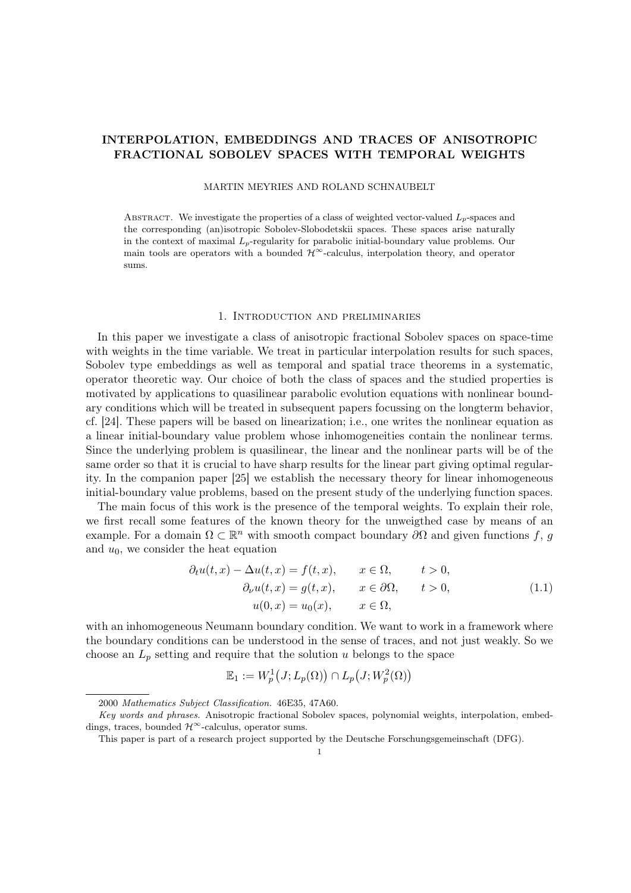# INTERPOLATION, EMBEDDINGS AND TRACES OF ANISOTROPIC FRACTIONAL SOBOLEV SPACES WITH TEMPORAL WEIGHTS

MARTIN MEYRIES AND ROLAND SCHNAUBELT

Abstract. We investigate the properties of a class of weighted vector-valued $L_p$-spaces and the corresponding (an)isotropic Sobolev-Slobodetskii spaces. These spaces arise naturally in the context of maximal $L_p$-regularity for parabolic initial-boundary value problems. Our main tools are operators with a bounded $\mathcal{H}^\infty$-calculus, interpolation theory, and operator sums.

## 1. Introduction and preliminaries

In this paper we investigate a class of anisotropic fractional Sobolev spaces on space-time with weights in the time variable. We treat in particular interpolation results for such spaces, Sobolev type embeddings as well as temporal and spatial trace theorems in a systematic, operator theoretic way. Our choice of both the class of spaces and the studied properties is motivated by applications to quasilinear parabolic evolution equations with nonlinear boundary conditions which will be treated in subsequent papers focussing on the longterm behavior, cf. [24]. These papers will be based on linearization; i.e., one writes the nonlinear equation as a linear initial-boundary value problem whose inhomogeneities contain the nonlinear terms. Since the underlying problem is quasilinear, the linear and the nonlinear parts will be of the same order so that it is crucial to have sharp results for the linear part giving optimal regularity. In the companion paper [25] we establish the necessary theory for linear inhomogeneous initial-boundary value problems, based on the present study of the underlying function spaces.

The main focus of this work is the presence of the temporal weights. To explain their role, we first recall some features of the known theory for the unweigthed case by means of an example. For a domain $\Omega \subset \mathbb{R}^n$ with smooth compact boundary $\partial\Omega$ and given functions $f$, $g$ and $u_0$, we consider the heat equation

$$
\begin{aligned}
\partial_t u(t,x) - \Delta u(t,x) &= f(t,x), \qquad && x \in \Omega, \qquad && t > 0,\\
\partial_\nu u(t,x) &= g(t,x), \qquad && x \in \partial\Omega, \qquad && t > 0,\\
u(0,x) &= u_0(x), \qquad && x \in \Omega,
\end{aligned}
\tag{1.1}
$$

with an inhomogeneous Neumann boundary condition. We want to work in a framework where the boundary conditions can be understood in the sense of traces, and not just weakly. So we choose an $L_p$ setting and require that the solution $u$ belongs to the space

$$
\mathbb{E}_1 := W_p^1\big(J; L_p(\Omega)\big) \cap L_p\big(J; W_p^2(\Omega)\big)
$$

---

2000 *Mathematics Subject Classification.* 46E35, 47A60.

*Key words and phrases.* Anisotropic fractional Sobolev spaces, polynomial weights, interpolation, embeddings, traces, bounded $\mathcal{H}^\infty$-calculus, operator sums.

This paper is part of a research project supported by the Deutsche Forschungsgemeinschaft (DFG).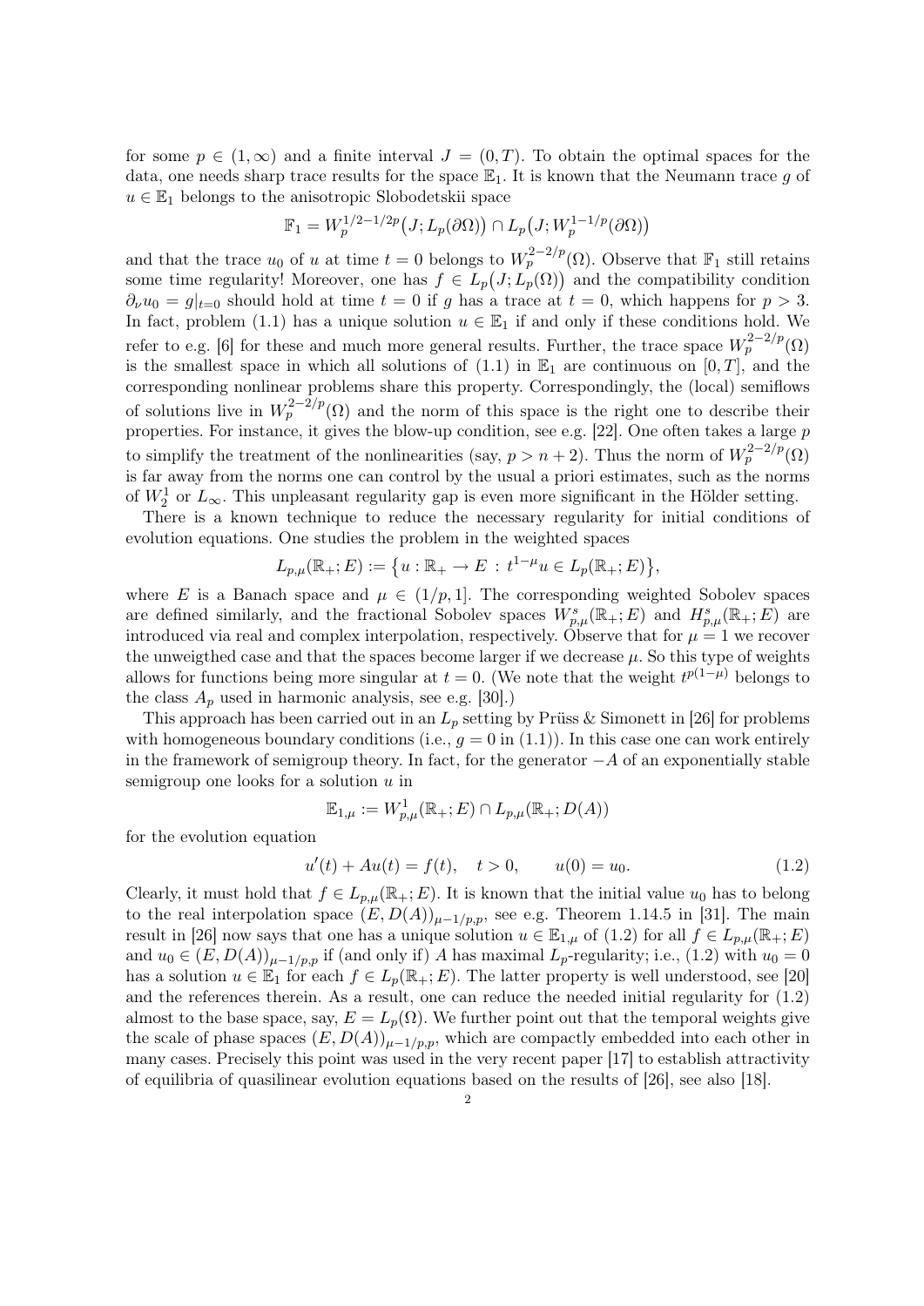for some $p \in (1,\infty)$ and a finite interval $J = (0,T)$. To obtain the optimal spaces for the data, one needs sharp trace results for the space $\mathbb{E}_1$. It is known that the Neumann trace $g$ of $u \in \mathbb{E}_1$ belongs to the anisotropic Slobodetskii space

$$\mathbb{F}_1 = W_p^{1/2-1/2p}\big(J; L_p(\partial\Omega)\big) \cap L_p\big(J; W_p^{1-1/p}(\partial\Omega)\big)$$

and that the trace $u_0$ of $u$ at time $t=0$ belongs to $W_p^{2-2/p}(\Omega)$. Observe that $\mathbb{F}_1$ still retains some time regularity! Moreover, one has $f \in L_p\big(J; L_p(\Omega)\big)$ and the compatibility condition $\partial_\nu u_0 = g|_{t=0}$ should hold at time $t=0$ if $g$ has a trace at $t=0$, which happens for $p>3$. In fact, problem (1.1) has a unique solution $u \in \mathbb{E}_1$ if and only if these conditions hold. We refer to e.g. [6] for these and much more general results. Further, the trace space $W_p^{2-2/p}(\Omega)$ is the smallest space in which all solutions of (1.1) in $\mathbb{E}_1$ are continuous on $[0,T]$, and the corresponding nonlinear problems share this property. Correspondingly, the (local) semiflows of solutions live in $W_p^{2-2/p}(\Omega)$ and the norm of this space is the right one to describe their properties. For instance, it gives the blow-up condition, see e.g. [22]. One often takes a large $p$ to simplify the treatment of the nonlinearities (say, $p > n+2$). Thus the norm of $W_p^{2-2/p}(\Omega)$ is far away from the norms one can control by the usual a priori estimates, such as the norms of $W_2^1$ or $L_\infty$. This unpleasant regularity gap is even more significant in the Hölder setting.

There is a known technique to reduce the necessary regularity for initial conditions of evolution equations. One studies the problem in the weighted spaces

$$L_{p,\mu}(\mathbb{R}_+; E) := \big\{u : \mathbb{R}_+ \to E \,:\, t^{1-\mu}u \in L_p(\mathbb{R}_+; E)\big\},$$

where $E$ is a Banach space and $\mu \in (1/p, 1]$. The corresponding weighted Sobolev spaces are defined similarly, and the fractional Sobolev spaces $W_{p,\mu}^s(\mathbb{R}_+; E)$ and $H_{p,\mu}^s(\mathbb{R}_+; E)$ are introduced via real and complex interpolation, respectively. Observe that for $\mu = 1$ we recover the unweigthed case and that the spaces become larger if we decrease $\mu$. So this type of weights allows for functions being more singular at $t=0$. (We note that the weight $t^{p(1-\mu)}$ belongs to the class $A_p$ used in harmonic analysis, see e.g. [30].)

This approach has been carried out in an $L_p$ setting by Prüss & Simonett in [26] for problems with homogeneous boundary conditions (i.e., $g=0$ in (1.1)). In this case one can work entirely in the framework of semigroup theory. In fact, for the generator $-A$ of an exponentially stable semigroup one looks for a solution $u$ in

$$\mathbb{E}_{1,\mu} := W_{p,\mu}^1(\mathbb{R}_+; E) \cap L_{p,\mu}(\mathbb{R}_+; D(A))$$

for the evolution equation

$$u'(t) + Au(t) = f(t), \quad t > 0, \qquad u(0) = u_0. \tag{1.2}$$

Clearly, it must hold that $f \in L_{p,\mu}(\mathbb{R}_+; E)$. It is known that the initial value $u_0$ has to belong to the real interpolation space $(E, D(A))_{\mu-1/p,p}$, see e.g. Theorem 1.14.5 in [31]. The main result in [26] now says that one has a unique solution $u \in \mathbb{E}_{1,\mu}$ of (1.2) for all $f \in L_{p,\mu}(\mathbb{R}_+; E)$ and $u_0 \in (E, D(A))_{\mu-1/p,p}$ if (and only if) $A$ has maximal $L_p$-regularity; i.e., (1.2) with $u_0 = 0$ has a solution $u \in \mathbb{E}_1$ for each $f \in L_p(\mathbb{R}_+; E)$. The latter property is well understood, see [20] and the references therein. As a result, one can reduce the needed initial regularity for (1.2) almost to the base space, say, $E = L_p(\Omega)$. We further point out that the temporal weights give the scale of phase spaces $(E, D(A))_{\mu-1/p,p}$, which are compactly embedded into each other in many cases. Precisely this point was used in the very recent paper [17] to establish attractivity of equilibria of quasilinear evolution equations based on the results of [26], see also [18].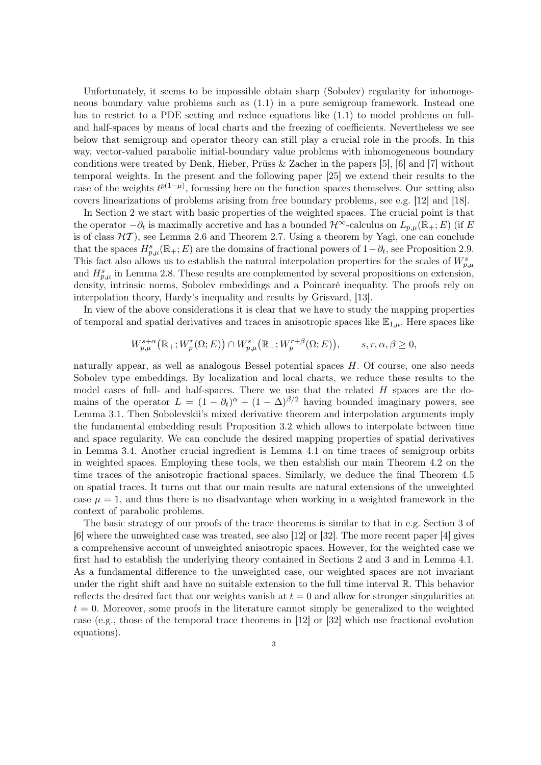Unfortunately, it seems to be impossible obtain sharp (Sobolev) regularity for inhomogeneous boundary value problems such as (1.1) in a pure semigroup framework. Instead one has to restrict to a PDE setting and reduce equations like (1.1) to model problems on full- and half-spaces by means of local charts and the freezing of coefficients. Nevertheless we see below that semigroup and operator theory can still play a crucial role in the proofs. In this way, vector-valued parabolic initial-boundary value problems with inhomogeneous boundary conditions were treated by Denk, Hieber, Prüss & Zacher in the papers [5], [6] and [7] without temporal weights. In the present and the following paper [25] we extend their results to the case of the weights $t^{p(1-\mu)}$, focussing here on the function spaces themselves. Our setting also covers linearizations of problems arising from free boundary problems, see e.g. [12] and [18].

In Section 2 we start with basic properties of the weighted spaces. The crucial point is that the operator $-\partial_t$ is maximally accretive and has a bounded $\mathcal{H}^\infty$-calculus on $L_{p,\mu}(\mathbb{R}_+; E)$ (if $E$ is of class $\mathcal{HT}$), see Lemma 2.6 and Theorem 2.7. Using a theorem by Yagi, one can conclude that the spaces $H^s_{p,\mu}(\mathbb{R}_+; E)$ are the domains of fractional powers of $1-\partial_t$, see Proposition 2.9. This fact also allows us to establish the natural interpolation properties for the scales of $W^s_{p,\mu}$ and $H^s_{p,\mu}$ in Lemma 2.8. These results are complemented by several propositions on extension, density, intrinsic norms, Sobolev embeddings and a Poincaré inequality. The proofs rely on interpolation theory, Hardy's inequality and results by Grisvard, [13].

In view of the above considerations it is clear that we have to study the mapping properties of temporal and spatial derivatives and traces in anisotropic spaces like $\mathbb{E}_{1,\mu}$. Here spaces like

$$W^{s+\alpha}_{p,\mu}\big(\mathbb{R}_+; W^r_p(\Omega; E)\big) \cap W^s_{p,\mu}\big(\mathbb{R}_+; W^{r+\beta}_p(\Omega; E)\big), \qquad s, r, \alpha, \beta \geq 0,$$

naturally appear, as well as analogous Bessel potential spaces $H$. Of course, one also needs Sobolev type embeddings. By localization and local charts, we reduce these results to the model cases of full- and half-spaces. There we use that the related $H$ spaces are the domains of the operator $L = (1-\partial_t)^\alpha + (1-\Delta)^{\beta/2}$ having bounded imaginary powers, see Lemma 3.1. Then Sobolevskii's mixed derivative theorem and interpolation arguments imply the fundamental embedding result Proposition 3.2 which allows to interpolate between time and space regularity. We can conclude the desired mapping properties of spatial derivatives in Lemma 3.4. Another crucial ingredient is Lemma 4.1 on time traces of semigroup orbits in weighted spaces. Employing these tools, we then establish our main Theorem 4.2 on the time traces of the anisotropic fractional spaces. Similarly, we deduce the final Theorem 4.5 on spatial traces. It turns out that our main results are natural extensions of the unweighted case $\mu = 1$, and thus there is no disadvantage when working in a weighted framework in the context of parabolic problems.

The basic strategy of our proofs of the trace theorems is similar to that in e.g. Section 3 of [6] where the unweighted case was treated, see also [12] or [32]. The more recent paper [4] gives a comprehensive account of unweighted anisotropic spaces. However, for the weighted case we first had to establish the underlying theory contained in Sections 2 and 3 and in Lemma 4.1. As a fundamental difference to the unweighted case, our weighted spaces are not invariant under the right shift and have no suitable extension to the full time interval $\mathbb{R}$. This behavior reflects the desired fact that our weights vanish at $t = 0$ and allow for stronger singularities at $t = 0$. Moreover, some proofs in the literature cannot simply be generalized to the weighted case (e.g., those of the temporal trace theorems in [12] or [32] which use fractional evolution equations).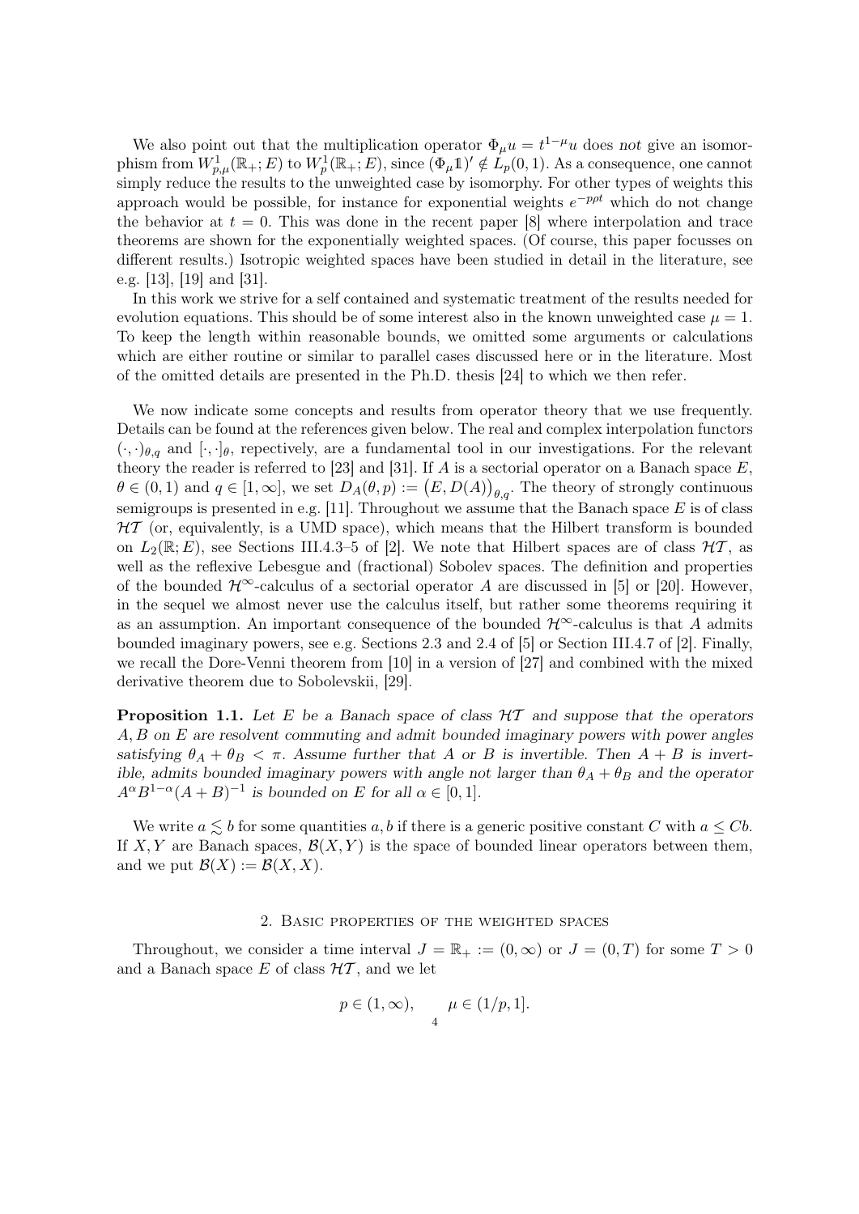We also point out that the multiplication operator $\Phi_\mu u = t^{1-\mu}u$ does *not* give an isomorphism from $W^1_{p,\mu}(\mathbb{R}_+; E)$ to $W^1_p(\mathbb{R}_+; E)$, since $(\Phi_\mu \mathbb{1})' \notin L_p(0,1)$. As a consequence, one cannot simply reduce the results to the unweighted case by isomorphy. For other types of weights this approach would be possible, for instance for exponential weights $e^{-p\rho t}$ which do not change the behavior at $t = 0$. This was done in the recent paper [8] where interpolation and trace theorems are shown for the exponentially weighted spaces. (Of course, this paper focusses on different results.) Isotropic weighted spaces have been studied in detail in the literature, see e.g. [13], [19] and [31].

In this work we strive for a self contained and systematic treatment of the results needed for evolution equations. This should be of some interest also in the known unweighted case $\mu = 1$. To keep the length within reasonable bounds, we omitted some arguments or calculations which are either routine or similar to parallel cases discussed here or in the literature. Most of the omitted details are presented in the Ph.D. thesis [24] to which we then refer.

We now indicate some concepts and results from operator theory that we use frequently. Details can be found at the references given below. The real and complex interpolation functors $(\cdot,\cdot)_{\theta,q}$ and $[\cdot,\cdot]_\theta$, repectively, are a fundamental tool in our investigations. For the relevant theory the reader is referred to [23] and [31]. If $A$ is a sectorial operator on a Banach space $E$, $\theta \in (0,1)$ and $q \in [1,\infty]$, we set $D_A(\theta, p) := \big(E, D(A)\big)_{\theta,q}$. The theory of strongly continuous semigroups is presented in e.g. [11]. Throughout we assume that the Banach space $E$ is of class $\mathcal{HT}$ (or, equivalently, is a UMD space), which means that the Hilbert transform is bounded on $L_2(\mathbb{R}; E)$, see Sections III.4.3–5 of [2]. We note that Hilbert spaces are of class $\mathcal{HT}$, as well as the reflexive Lebesgue and (fractional) Sobolev spaces. The definition and properties of the bounded $\mathcal{H}^\infty$-calculus of a sectorial operator $A$ are discussed in [5] or [20]. However, in the sequel we almost never use the calculus itself, but rather some theorems requiring it as an assumption. An important consequence of the bounded $\mathcal{H}^\infty$-calculus is that $A$ admits bounded imaginary powers, see e.g. Sections 2.3 and 2.4 of [5] or Section III.4.7 of [2]. Finally, we recall the Dore-Venni theorem from [10] in a version of [27] and combined with the mixed derivative theorem due to Sobolevskii, [29].

**Proposition 1.1.** *Let $E$ be a Banach space of class $\mathcal{HT}$ and suppose that the operators $A, B$ on $E$ are resolvent commuting and admit bounded imaginary powers with power angles satisfying $\theta_A + \theta_B < \pi$. Assume further that $A$ or $B$ is invertible. Then $A + B$ is invertible, admits bounded imaginary powers with angle not larger than $\theta_A + \theta_B$ and the operator $A^\alpha B^{1-\alpha}(A + B)^{-1}$ is bounded on $E$ for all $\alpha \in [0,1]$.*

We write $a \lesssim b$ for some quantities $a, b$ if there is a generic positive constant $C$ with $a \le Cb$. If $X, Y$ are Banach spaces, $\mathcal{B}(X, Y)$ is the space of bounded linear operators between them, and we put $\mathcal{B}(X) := \mathcal{B}(X, X)$.

## 2. Basic properties of the weighted spaces

Throughout, we consider a time interval $J = \mathbb{R}_+ := (0,\infty)$ or $J = (0, T)$ for some $T > 0$ and a Banach space $E$ of class $\mathcal{HT}$, and we let

$$p \in (1,\infty), \qquad \mu \in (1/p, 1].$$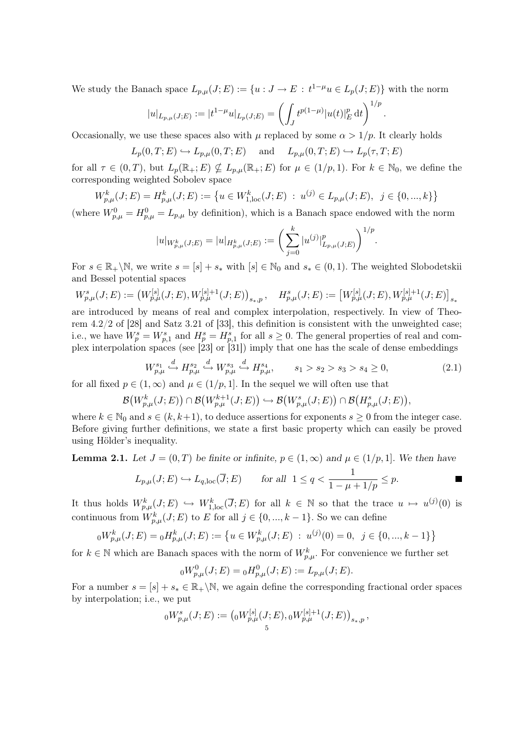We study the Banach space $L_{p,\mu}(J;E) := \{u : J \to E \,:\, t^{1-\mu}u \in L_p(J;E)\}$ with the norm

$$|u|_{L_{p,\mu}(J;E)} := |t^{1-\mu}u|_{L_p(J;E)} = \bigg(\int_J t^{p(1-\mu)}|u(t)|_E^p \,\mathrm{d}t\bigg)^{1/p}.$$

Occasionally, we use these spaces also with $\mu$ replaced by some $\alpha > 1/p$. It clearly holds

$$L_p(0,T;E) \hookrightarrow L_{p,\mu}(0,T;E) \quad \text{ and } \quad L_{p,\mu}(0,T;E) \hookrightarrow L_p(\tau,T;E)$$

for all $\tau \in (0,T)$, but $L_p(\mathbb{R}_+;E) \nsubseteq L_{p,\mu}(\mathbb{R}_+;E)$ for $\mu \in (1/p,1)$. For $k \in \mathbb{N}_0$, we define the corresponding weighted Sobolev space

$$W^k_{p,\mu}(J;E) = H^k_{p,\mu}(J;E) := \big\{u \in W^k_{1,\mathrm{loc}}(J;E) \;:\; u^{(j)} \in L_{p,\mu}(J;E), \;\; j \in \{0,...,k\}\big\}$$

(where $W^0_{p,\mu} = H^0_{p,\mu} = L_{p,\mu}$ by definition), which is a Banach space endowed with the norm

$$|u|_{W^k_{p,\mu}(J;E)} = |u|_{H^k_{p,\mu}(J;E)} := \bigg(\sum_{j=0}^k |u^{(j)}|^p_{L_{p,\mu}(J;E)}\bigg)^{1/p}.$$

For $s \in \mathbb{R}_+\backslash\mathbb{N}$, we write $s = [s] + s_*$ with $[s] \in \mathbb{N}_0$ and $s_* \in (0,1)$. The weighted Slobodetskii and Bessel potential spaces

$$W^s_{p,\mu}(J;E) := \big(W^{[s]}_{p,\mu}(J;E), W^{[s]+1}_{p,\mu}(J;E)\big)_{s_*,p}, \quad H^s_{p,\mu}(J;E) := \big[W^{[s]}_{p,\mu}(J;E), W^{[s]+1}_{p,\mu}(J;E)\big]_{s_*}$$

are introduced by means of real and complex interpolation, respectively. In view of Theorem 4.2/2 of [28] and Satz 3.21 of [33], this definition is consistent with the unweighted case; i.e., we have $W^s_p = W^s_{p,1}$ and $H^s_p = H^s_{p,1}$ for all $s \geq 0$. The general properties of real and complex interpolation spaces (see [23] or [31]) imply that one has the scale of dense embeddings

$$W^{s_1}_{p,\mu} \overset{d}{\hookrightarrow} H^{s_2}_{p,\mu} \overset{d}{\hookrightarrow} W^{s_3}_{p,\mu} \overset{d}{\hookrightarrow} H^{s_4}_{p,\mu}, \qquad s_1 > s_2 > s_3 > s_4 \geq 0, \tag{2.1}$$

for all fixed $p \in (1,\infty)$ and $\mu \in (1/p,1]$. In the sequel we will often use that

$$\mathcal{B}\big(W^k_{p,\mu}(J;E)\big) \cap \mathcal{B}\big(W^{k+1}_{p,\mu}(J;E)\big) \hookrightarrow \mathcal{B}\big(W^s_{p,\mu}(J;E)\big) \cap \mathcal{B}\big(H^s_{p,\mu}(J;E)\big),$$

where $k \in \mathbb{N}_0$ and $s \in (k,k+1)$, to deduce assertions for exponents $s \geq 0$ from the integer case. Before giving further definitions, we state a first basic property which can easily be proved using Hölder's inequality.

**Lemma 2.1.** *Let $J = (0,T)$ be finite or infinite, $p \in (1,\infty)$ and $\mu \in (1/p,1]$. We then have*

$$L_{p,\mu}(J;E) \hookrightarrow L_{q,\mathrm{loc}}(\overline{J};E) \qquad \textit{for all } \; 1 \leq q < \frac{1}{1-\mu+1/p} \leq p. \qquad \blacksquare$$

It thus holds $W^k_{p,\mu}(J;E) \hookrightarrow W^k_{1,\mathrm{loc}}(\overline{J};E)$ for all $k \in \mathbb{N}$ so that the trace $u \mapsto u^{(j)}(0)$ is continuous from $W^k_{p,\mu}(J;E)$ to $E$ for all $j \in \{0,...,k-1\}$. So we can define

$${}_0W^k_{p,\mu}(J;E) = {}_0H^k_{p,\mu}(J;E) := \big\{u \in W^k_{p,\mu}(J;E) \;:\; u^{(j)}(0) = 0, \;\; j \in \{0,...,k-1\}\big\}$$

for $k \in \mathbb{N}$ which are Banach spaces with the norm of $W^k_{p,\mu}$. For convenience we further set

$${}_0W^0_{p,\mu}(J;E) = {}_0H^0_{p,\mu}(J;E) := L_{p,\mu}(J;E).$$

For a number $s = [s] + s_* \in \mathbb{R}_+\backslash\mathbb{N}$, we again define the corresponding fractional order spaces by interpolation; i.e., we put

$${}_0W^s_{p,\mu}(J;E) := \big({}_0W^{[s]}_{p,\mu}(J;E), {}_0W^{[s]+1}_{p,\mu}(J;E)\big)_{s_*,p},$$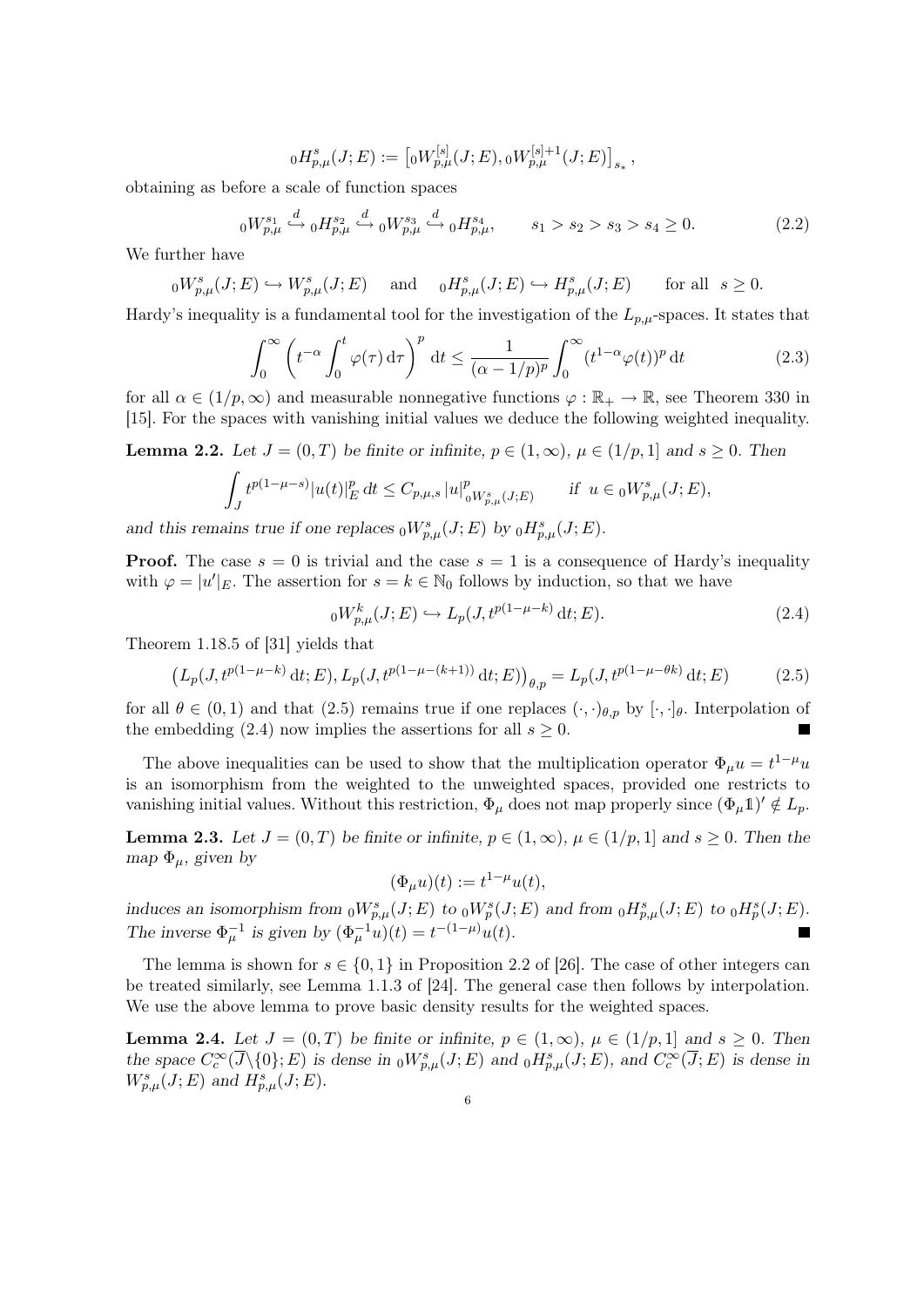$$ {}_0H^s_{p,\mu}(J;E) := \big[{}_0W^{[s]}_{p,\mu}(J;E), {}_0W^{[s]+1}_{p,\mu}(J;E)\big]_{s_*}, $$

obtaining as before a scale of function spaces

$$ {}_0W^{s_1}_{p,\mu} \overset{d}{\hookrightarrow} {}_0H^{s_2}_{p,\mu} \overset{d}{\hookrightarrow} {}_0W^{s_3}_{p,\mu} \overset{d}{\hookrightarrow} {}_0H^{s_4}_{p,\mu}, \qquad s_1 > s_2 > s_3 > s_4 \geq 0. \tag{2.2} $$

We further have

$$ {}_0W^s_{p,\mu}(J;E) \hookrightarrow W^s_{p,\mu}(J;E) \quad \text{and} \quad {}_0H^s_{p,\mu}(J;E) \hookrightarrow H^s_{p,\mu}(J;E) \qquad \text{for all } s \geq 0. $$

Hardy's inequality is a fundamental tool for the investigation of the $L_{p,\mu}$-spaces. It states that

$$ \int_0^\infty \left( t^{-\alpha} \int_0^t \varphi(\tau)\, d\tau \right)^p dt \leq \frac{1}{(\alpha - 1/p)^p} \int_0^\infty (t^{1-\alpha}\varphi(t))^p\, dt \tag{2.3} $$

for all $\alpha \in (1/p, \infty)$ and measurable nonnegative functions $\varphi : \mathbb{R}_+ \to \mathbb{R}$, see Theorem 330 in [15]. For the spaces with vanishing initial values we deduce the following weighted inequality.

**Lemma 2.2.** *Let $J = (0,T)$ be finite or infinite, $p \in (1,\infty)$, $\mu \in (1/p, 1]$ and $s \geq 0$. Then*

$$ \int_J t^{p(1-\mu-s)} |u(t)|_E^p\, dt \leq C_{p,\mu,s}\, |u|^p_{{}_0W^s_{p,\mu}(J;E)} \qquad \text{if } u \in {}_0W^s_{p,\mu}(J;E), $$

*and this remains true if one replaces ${}_0W^s_{p,\mu}(J;E)$ by ${}_0H^s_{p,\mu}(J;E)$.*

**Proof.** The case $s = 0$ is trivial and the case $s = 1$ is a consequence of Hardy's inequality with $\varphi = |u'|_E$. The assertion for $s = k \in \mathbb{N}_0$ follows by induction, so that we have

$$ {}_0W^k_{p,\mu}(J;E) \hookrightarrow L_p(J, t^{p(1-\mu-k)}\, dt; E). \tag{2.4} $$

Theorem 1.18.5 of [31] yields that

$$ \big(L_p(J, t^{p(1-\mu-k)}\, dt; E), L_p(J, t^{p(1-\mu-(k+1))}\, dt; E)\big)_{\theta,p} = L_p(J, t^{p(1-\mu-\theta k)}\, dt; E) \tag{2.5} $$

for all $\theta \in (0,1)$ and that (2.5) remains true if one replaces $(\cdot,\cdot)_{\theta,p}$ by $[\cdot,\cdot]_\theta$. Interpolation of the embedding (2.4) now implies the assertions for all $s \geq 0$. ∎

The above inequalities can be used to show that the multiplication operator $\Phi_\mu u = t^{1-\mu}u$ is an isomorphism from the weighted to the unweighted spaces, provided one restricts to vanishing initial values. Without this restriction, $\Phi_\mu$ does not map properly since $(\Phi_\mu \mathbb{1})' \notin L_p$.

**Lemma 2.3.** *Let $J = (0,T)$ be finite or infinite, $p \in (1,\infty)$, $\mu \in (1/p, 1]$ and $s \geq 0$. Then the map $\Phi_\mu$, given by*

$$ (\Phi_\mu u)(t) := t^{1-\mu}u(t), $$

*induces an isomorphism from ${}_0W^s_{p,\mu}(J;E)$ to ${}_0W^s_p(J;E)$ and from ${}_0H^s_{p,\mu}(J;E)$ to ${}_0H^s_p(J;E)$. The inverse $\Phi_\mu^{-1}$ is given by $(\Phi_\mu^{-1}u)(t) = t^{-(1-\mu)}u(t)$.* ∎

The lemma is shown for $s \in \{0,1\}$ in Proposition 2.2 of [26]. The case of other integers can be treated similarly, see Lemma 1.1.3 of [24]. The general case then follows by interpolation. We use the above lemma to prove basic density results for the weighted spaces.

**Lemma 2.4.** *Let $J = (0,T)$ be finite or infinite, $p \in (1,\infty)$, $\mu \in (1/p, 1]$ and $s \geq 0$. Then the space $C_c^\infty(\overline{J}\backslash\{0\}; E)$ is dense in ${}_0W^s_{p,\mu}(J;E)$ and ${}_0H^s_{p,\mu}(J;E)$, and $C_c^\infty(\overline{J}; E)$ is dense in $W^s_{p,\mu}(J;E)$ and $H^s_{p,\mu}(J;E)$.*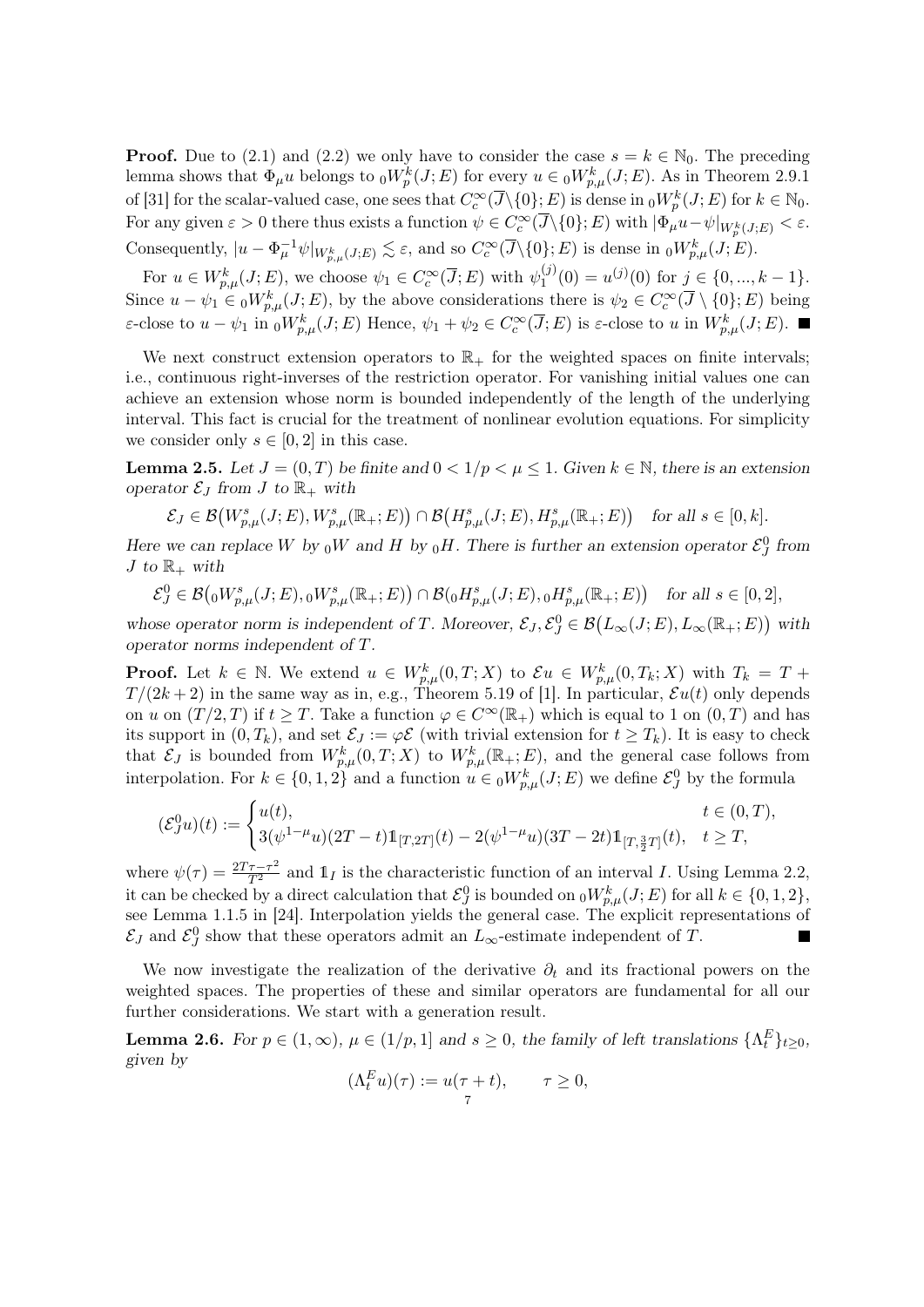**Proof.** Due to (2.1) and (2.2) we only have to consider the case $s = k \in \mathbb{N}_0$. The preceding lemma shows that $\Phi_\mu u$ belongs to ${}_0W^k_p(J; E)$ for every $u \in {}_0W^k_{p,\mu}(J; E)$. As in Theorem 2.9.1 of [31] for the scalar-valued case, one sees that $C^\infty_c(\overline{J}\setminus\{0\}; E)$ is dense in ${}_0W^k_p(J; E)$ for $k \in \mathbb{N}_0$. For any given $\varepsilon > 0$ there thus exists a function $\psi \in C^\infty_c(\overline{J}\setminus\{0\}; E)$ with $|\Phi_\mu u - \psi|_{W^k_p(J;E)} < \varepsilon$. Consequently, $|u - \Phi^{-1}_\mu \psi|_{W^k_{p,\mu}(J;E)} \lesssim \varepsilon$, and so $C^\infty_c(\overline{J}\setminus\{0\}; E)$ is dense in ${}_0W^k_{p,\mu}(J; E)$.

For $u \in W^k_{p,\mu}(J; E)$, we choose $\psi_1 \in C^\infty_c(\overline{J}; E)$ with $\psi_1^{(j)}(0) = u^{(j)}(0)$ for $j \in \{0, ..., k-1\}$. Since $u - \psi_1 \in {}_0W^k_{p,\mu}(J; E)$, by the above considerations there is $\psi_2 \in C^\infty_c(\overline{J} \setminus \{0\}; E)$ being $\varepsilon$-close to $u - \psi_1$ in ${}_0W^k_{p,\mu}(J; E)$ Hence, $\psi_1 + \psi_2 \in C^\infty_c(\overline{J}; E)$ is $\varepsilon$-close to $u$ in $W^k_{p,\mu}(J; E)$. ■

We next construct extension operators to $\mathbb{R}_+$ for the weighted spaces on finite intervals; i.e., continuous right-inverses of the restriction operator. For vanishing initial values one can achieve an extension whose norm is bounded independently of the length of the underlying interval. This fact is crucial for the treatment of nonlinear evolution equations. For simplicity we consider only $s \in [0, 2]$ in this case.

**Lemma 2.5.** *Let $J = (0, T)$ be finite and $0 < 1/p < \mu \le 1$. Given $k \in \mathbb{N}$, there is an extension operator $\mathcal{E}_J$ from $J$ to $\mathbb{R}_+$ with*

$$\mathcal{E}_J \in \mathcal{B}\big(W^s_{p,\mu}(J; E), W^s_{p,\mu}(\mathbb{R}_+; E)\big) \cap \mathcal{B}\big(H^s_{p,\mu}(J; E), H^s_{p,\mu}(\mathbb{R}_+; E)\big) \quad \text{for all } s \in [0, k].$$

*Here we can replace $W$ by ${}_0W$ and $H$ by ${}_0H$. There is further an extension operator $\mathcal{E}^0_J$ from $J$ to $\mathbb{R}_+$ with*

$$\mathcal{E}^0_J \in \mathcal{B}\big({}_0W^s_{p,\mu}(J; E), {}_0W^s_{p,\mu}(\mathbb{R}_+; E)\big) \cap \mathcal{B}\big({}_0H^s_{p,\mu}(J; E), {}_0H^s_{p,\mu}(\mathbb{R}_+; E)\big) \quad \text{for all } s \in [0, 2],$$

*whose operator norm is independent of $T$. Moreover, $\mathcal{E}_J, \mathcal{E}^0_J \in \mathcal{B}\big(L_\infty(J; E), L_\infty(\mathbb{R}_+; E)\big)$ with operator norms independent of $T$.*

**Proof.** Let $k \in \mathbb{N}$. We extend $u \in W^k_{p,\mu}(0, T; X)$ to $\mathcal{E}u \in W^k_{p,\mu}(0, T_k; X)$ with $T_k = T + T/(2k+2)$ in the same way as in, e.g., Theorem 5.19 of [1]. In particular, $\mathcal{E}u(t)$ only depends on $u$ on $(T/2, T)$ if $t \ge T$. Take a function $\varphi \in C^\infty(\mathbb{R}_+)$ which is equal to 1 on $(0, T)$ and has its support in $(0, T_k)$, and set $\mathcal{E}_J := \varphi\mathcal{E}$ (with trivial extension for $t \ge T_k$). It is easy to check that $\mathcal{E}_J$ is bounded from $W^k_{p,\mu}(0, T; X)$ to $W^k_{p,\mu}(\mathbb{R}_+; E)$, and the general case follows from interpolation. For $k \in \{0, 1, 2\}$ and a function $u \in {}_0W^k_{p,\mu}(J; E)$ we define $\mathcal{E}^0_J$ by the formula

$$(\mathcal{E}^0_J u)(t) := \begin{cases} u(t), & t \in (0, T), \\ 3(\psi^{1-\mu}u)(2T - t)\mathbb{1}_{[T,2T]}(t) - 2(\psi^{1-\mu}u)(3T - 2t)\mathbb{1}_{[T,\frac{3}{2}T]}(t), & t \ge T, \end{cases}$$

where $\psi(\tau) = \frac{2T\tau - \tau^2}{T^2}$ and $\mathbb{1}_I$ is the characteristic function of an interval $I$. Using Lemma 2.2, it can be checked by a direct calculation that $\mathcal{E}^0_J$ is bounded on ${}_0W^k_{p,\mu}(J; E)$ for all $k \in \{0, 1, 2\}$, see Lemma 1.1.5 in [24]. Interpolation yields the general case. The explicit representations of $\mathcal{E}_J$ and $\mathcal{E}^0_J$ show that these operators admit an $L_\infty$-estimate independent of $T$. ■

We now investigate the realization of the derivative $\partial_t$ and its fractional powers on the weighted spaces. The properties of these and similar operators are fundamental for all our further considerations. We start with a generation result.

**Lemma 2.6.** *For $p \in (1, \infty)$, $\mu \in (1/p, 1]$ and $s \ge 0$, the family of left translations $\{\Lambda^E_t\}_{t\ge 0}$, given by*

$$(\Lambda^E_t u)(\tau) := u(\tau + t), \qquad \tau \ge 0,$$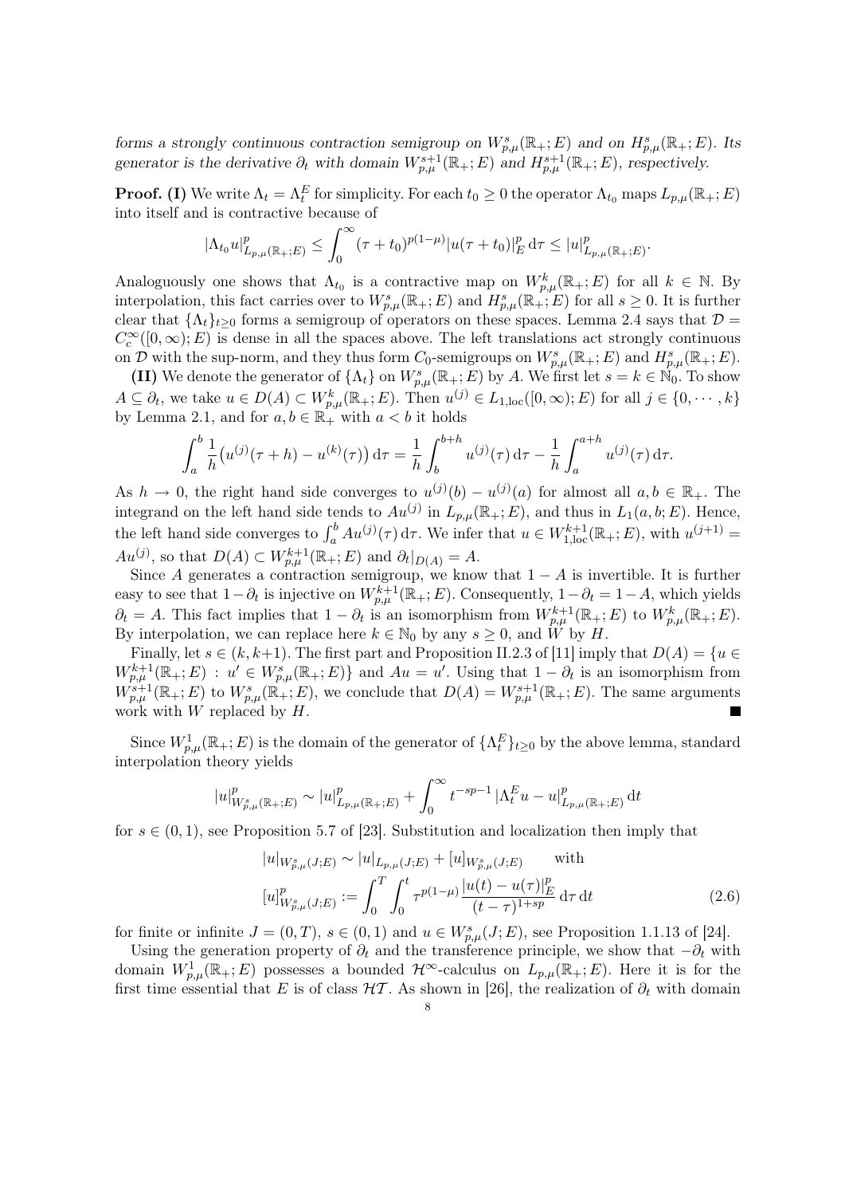*forms a strongly continuous contraction semigroup on $W^s_{p,\mu}(\mathbb{R}_+;E)$ and on $H^s_{p,\mu}(\mathbb{R}_+;E)$. Its generator is the derivative $\partial_t$ with domain $W^{s+1}_{p,\mu}(\mathbb{R}_+;E)$ and $H^{s+1}_{p,\mu}(\mathbb{R}_+;E)$, respectively.*

**Proof. (I)** We write $\Lambda_t = \Lambda_t^E$ for simplicity. For each $t_0 \geq 0$ the operator $\Lambda_{t_0}$ maps $L_{p,\mu}(\mathbb{R}_+;E)$ into itself and is contractive because of

$$|\Lambda_{t_0} u|^p_{L_{p,\mu}(\mathbb{R}_+;E)} \leq \int_0^\infty (\tau + t_0)^{p(1-\mu)} |u(\tau + t_0)|_E^p \,\mathrm{d}\tau \leq |u|^p_{L_{p,\mu}(\mathbb{R}_+;E)}.$$

Analoguously one shows that $\Lambda_{t_0}$ is a contractive map on $W^k_{p,\mu}(\mathbb{R}_+;E)$ for all $k \in \mathbb{N}$. By interpolation, this fact carries over to $W^s_{p,\mu}(\mathbb{R}_+;E)$ and $H^s_{p,\mu}(\mathbb{R}_+;E)$ for all $s \geq 0$. It is further clear that $\{\Lambda_t\}_{t\geq 0}$ forms a semigroup of operators on these spaces. Lemma 2.4 says that $\mathcal{D} = C_c^\infty([0,\infty);E)$ is dense in all the spaces above. The left translations act strongly continuous on $\mathcal{D}$ with the sup-norm, and they thus form $C_0$-semigroups on $W^s_{p,\mu}(\mathbb{R}_+;E)$ and $H^s_{p,\mu}(\mathbb{R}_+;E)$.

**(II)** We denote the generator of $\{\Lambda_t\}$ on $W^s_{p,\mu}(\mathbb{R}_+;E)$ by $A$. We first let $s = k \in \mathbb{N}_0$. To show $A \subseteq \partial_t$, we take $u \in D(A) \subset W^k_{p,\mu}(\mathbb{R}_+;E)$. Then $u^{(j)} \in L_{1,\mathrm{loc}}([0,\infty);E)$ for all $j \in \{0,\cdots,k\}$ by Lemma 2.1, and for $a, b \in \mathbb{R}_+$ with $a < b$ it holds

$$\int_a^b \frac{1}{h}\big(u^{(j)}(\tau + h) - u^{(k)}(\tau)\big)\,\mathrm{d}\tau = \frac{1}{h}\int_b^{b+h} u^{(j)}(\tau)\,\mathrm{d}\tau - \frac{1}{h}\int_a^{a+h} u^{(j)}(\tau)\,\mathrm{d}\tau.$$

As $h \to 0$, the right hand side converges to $u^{(j)}(b) - u^{(j)}(a)$ for almost all $a, b \in \mathbb{R}_+$. The integrand on the left hand side tends to $Au^{(j)}$ in $L_{p,\mu}(\mathbb{R}_+;E)$, and thus in $L_1(a,b;E)$. Hence, the left hand side converges to $\int_a^b Au^{(j)}(\tau)\,\mathrm{d}\tau$. We infer that $u \in W^{k+1}_{1,\mathrm{loc}}(\mathbb{R}_+;E)$, with $u^{(j+1)} = Au^{(j)}$, so that $D(A) \subset W^{k+1}_{p,\mu}(\mathbb{R}_+;E)$ and $\partial_t|_{D(A)} = A$.

Since $A$ generates a contraction semigroup, we know that $1 - A$ is invertible. It is further easy to see that $1 - \partial_t$ is injective on $W^{k+1}_{p,\mu}(\mathbb{R}_+;E)$. Consequently, $1 - \partial_t = 1 - A$, which yields $\partial_t = A$. This fact implies that $1 - \partial_t$ is an isomorphism from $W^{k+1}_{p,\mu}(\mathbb{R}_+;E)$ to $W^k_{p,\mu}(\mathbb{R}_+;E)$. By interpolation, we can replace here $k \in \mathbb{N}_0$ by any $s \geq 0$, and $W$ by $H$.

Finally, let $s \in (k, k+1)$. The first part and Proposition II.2.3 of [11] imply that $D(A) = \{u \in W^{k+1}_{p,\mu}(\mathbb{R}_+;E) : u' \in W^s_{p,\mu}(\mathbb{R}_+;E)\}$ and $Au = u'$. Using that $1 - \partial_t$ is an isomorphism from $W^{s+1}_{p,\mu}(\mathbb{R}_+;E)$ to $W^s_{p,\mu}(\mathbb{R}_+;E)$, we conclude that $D(A) = W^{s+1}_{p,\mu}(\mathbb{R}_+;E)$. The same arguments work with $W$ replaced by $H$. ∎

Since $W^1_{p,\mu}(\mathbb{R}_+;E)$ is the domain of the generator of $\{\Lambda_t^E\}_{t\geq 0}$ by the above lemma, standard interpolation theory yields

$$|u|^p_{W^s_{p,\mu}(\mathbb{R}_+;E)} \sim |u|^p_{L_{p,\mu}(\mathbb{R}_+;E)} + \int_0^\infty t^{-sp-1}\,|\Lambda_t^E u - u|^p_{L_{p,\mu}(\mathbb{R}_+;E)}\,\mathrm{d}t$$

for $s \in (0,1)$, see Proposition 5.7 of [23]. Substitution and localization then imply that

$$\begin{aligned}
&|u|_{W^s_{p,\mu}(J;E)} \sim |u|_{L_{p,\mu}(J;E)} + [u]_{W^s_{p,\mu}(J;E)} \qquad \text{with} \\
&[u]^p_{W^s_{p,\mu}(J;E)} := \int_0^T \int_0^t \tau^{p(1-\mu)} \frac{|u(t) - u(\tau)|_E^p}{(t-\tau)^{1+sp}}\,\mathrm{d}\tau\,\mathrm{d}t
\end{aligned} \tag{2.6}$$

for finite or infinite $J = (0,T)$, $s \in (0,1)$ and $u \in W^s_{p,\mu}(J;E)$, see Proposition 1.1.13 of [24].

Using the generation property of $\partial_t$ and the transference principle, we show that $-\partial_t$ with domain $W^1_{p,\mu}(\mathbb{R}_+;E)$ possesses a bounded $\mathcal{H}^\infty$-calculus on $L_{p,\mu}(\mathbb{R}_+;E)$. Here it is for the first time essential that $E$ is of class $\mathcal{HT}$. As shown in [26], the realization of $\partial_t$ with domain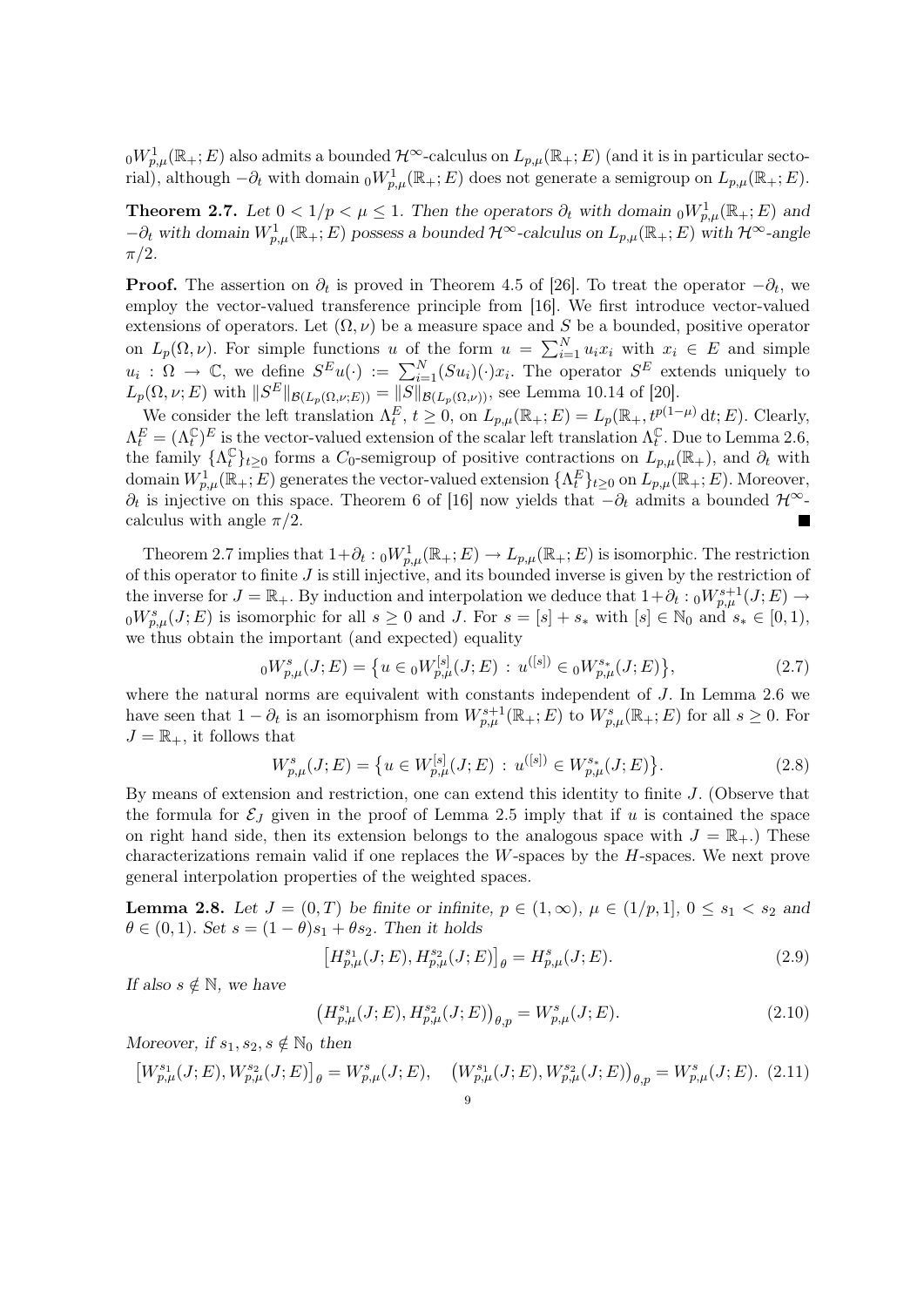${}_0W^1_{p,\mu}(\mathbb{R}_+;E)$ also admits a bounded $\mathcal{H}^\infty$-calculus on $L_{p,\mu}(\mathbb{R}_+;E)$ (and it is in particular sectorial), although $-\partial_t$ with domain ${}_0W^1_{p,\mu}(\mathbb{R}_+;E)$ does not generate a semigroup on $L_{p,\mu}(\mathbb{R}_+;E)$.

**Theorem 2.7.** *Let $0<1/p<\mu\le 1$. Then the operators $\partial_t$ with domain ${}_0W^1_{p,\mu}(\mathbb{R}_+;E)$ and $-\partial_t$ with domain $W^1_{p,\mu}(\mathbb{R}_+;E)$ possess a bounded $\mathcal{H}^\infty$-calculus on $L_{p,\mu}(\mathbb{R}_+;E)$ with $\mathcal{H}^\infty$-angle $\pi/2$.*

**Proof.** The assertion on $\partial_t$ is proved in Theorem 4.5 of [26]. To treat the operator $-\partial_t$, we employ the vector-valued transference principle from [16]. We first introduce vector-valued extensions of operators. Let $(\Omega,\nu)$ be a measure space and $S$ be a bounded, positive operator on $L_p(\Omega,\nu)$. For simple functions $u$ of the form $u=\sum_{i=1}^N u_i x_i$ with $x_i\in E$ and simple $u_i:\Omega\to\mathbb{C}$, we define $S^E u(\cdot):=\sum_{i=1}^N (Su_i)(\cdot)x_i$. The operator $S^E$ extends uniquely to $L_p(\Omega,\nu;E)$ with $\|S^E\|_{\mathcal{B}(L_p(\Omega,\nu;E))}=\|S\|_{\mathcal{B}(L_p(\Omega,\nu))}$, see Lemma 10.14 of [20].

We consider the left translation $\Lambda^E_t$, $t\ge 0$, on $L_{p,\mu}(\mathbb{R}_+;E)=L_p(\mathbb{R}_+,t^{p(1-\mu)}\,\mathrm{d}t;E)$. Clearly, $\Lambda^E_t=(\Lambda^{\mathbb{C}}_t)^E$ is the vector-valued extension of the scalar left translation $\Lambda^{\mathbb{C}}_t$. Due to Lemma 2.6, the family $\{\Lambda^{\mathbb{C}}_t\}_{t\ge0}$ forms a $C_0$-semigroup of positive contractions on $L_{p,\mu}(\mathbb{R}_+)$, and $\partial_t$ with domain $W^1_{p,\mu}(\mathbb{R}_+;E)$ generates the vector-valued extension $\{\Lambda^E_t\}_{t\ge 0}$ on $L_{p,\mu}(\mathbb{R}_+;E)$. Moreover, $\partial_t$ is injective on this space. Theorem 6 of [16] now yields that $-\partial_t$ admits a bounded $\mathcal{H}^\infty$-calculus with angle $\pi/2$. ∎

Theorem 2.7 implies that $1+\partial_t : {}_0W^1_{p,\mu}(\mathbb{R}_+;E)\to L_{p,\mu}(\mathbb{R}_+;E)$ is isomorphic. The restriction of this operator to finite $J$ is still injective, and its bounded inverse is given by the restriction of the inverse for $J=\mathbb{R}_+$. By induction and interpolation we deduce that $1+\partial_t : {}_0W^{s+1}_{p,\mu}(J;E)\to {}_0W^s_{p,\mu}(J;E)$ is isomorphic for all $s\ge 0$ and $J$. For $s=[s]+s_*$ with $[s]\in\mathbb{N}_0$ and $s_*\in[0,1)$, we thus obtain the important (and expected) equality

$$
{}_0W^s_{p,\mu}(J;E)=\big\{u\in {}_0W^{[s]}_{p,\mu}(J;E)\,:\, u^{([s])}\in {}_0W^{s_*}_{p,\mu}(J;E)\big\}, \tag{2.7}
$$

where the natural norms are equivalent with constants independent of $J$. In Lemma 2.6 we have seen that $1-\partial_t$ is an isomorphism from $W^{s+1}_{p,\mu}(\mathbb{R}_+;E)$ to $W^s_{p,\mu}(\mathbb{R}_+;E)$ for all $s\ge 0$. For $J=\mathbb{R}_+$, it follows that

$$
W^s_{p,\mu}(J;E)=\big\{u\in W^{[s]}_{p,\mu}(J;E)\,:\, u^{([s])}\in W^{s_*}_{p,\mu}(J;E)\big\}. \tag{2.8}
$$

By means of extension and restriction, one can extend this identity to finite $J$. (Observe that the formula for $\mathcal{E}_J$ given in the proof of Lemma 2.5 imply that if $u$ is contained the space on right hand side, then its extension belongs to the analogous space with $J=\mathbb{R}_+$.) These characterizations remain valid if one replaces the $W$-spaces by the $H$-spaces. We next prove general interpolation properties of the weighted spaces.

**Lemma 2.8.** *Let $J=(0,T)$ be finite or infinite, $p\in(1,\infty)$, $\mu\in(1/p,1]$, $0\le s_1<s_2$ and $\theta\in(0,1)$. Set $s=(1-\theta)s_1+\theta s_2$. Then it holds*

$$
\big[H^{s_1}_{p,\mu}(J;E),H^{s_2}_{p,\mu}(J;E)\big]_\theta = H^s_{p,\mu}(J;E). \tag{2.9}
$$

*If also $s\notin\mathbb{N}$, we have*

$$
\big(H^{s_1}_{p,\mu}(J;E),H^{s_2}_{p,\mu}(J;E)\big)_{\theta,p} = W^s_{p,\mu}(J;E). \tag{2.10}
$$

*Moreover, if $s_1,s_2,s\notin\mathbb{N}_0$ then*

$$
\big[W^{s_1}_{p,\mu}(J;E),W^{s_2}_{p,\mu}(J;E)\big]_\theta = W^s_{p,\mu}(J;E), \quad \big(W^{s_1}_{p,\mu}(J;E),W^{s_2}_{p,\mu}(J;E)\big)_{\theta,p} = W^s_{p,\mu}(J;E). \tag{2.11}
$$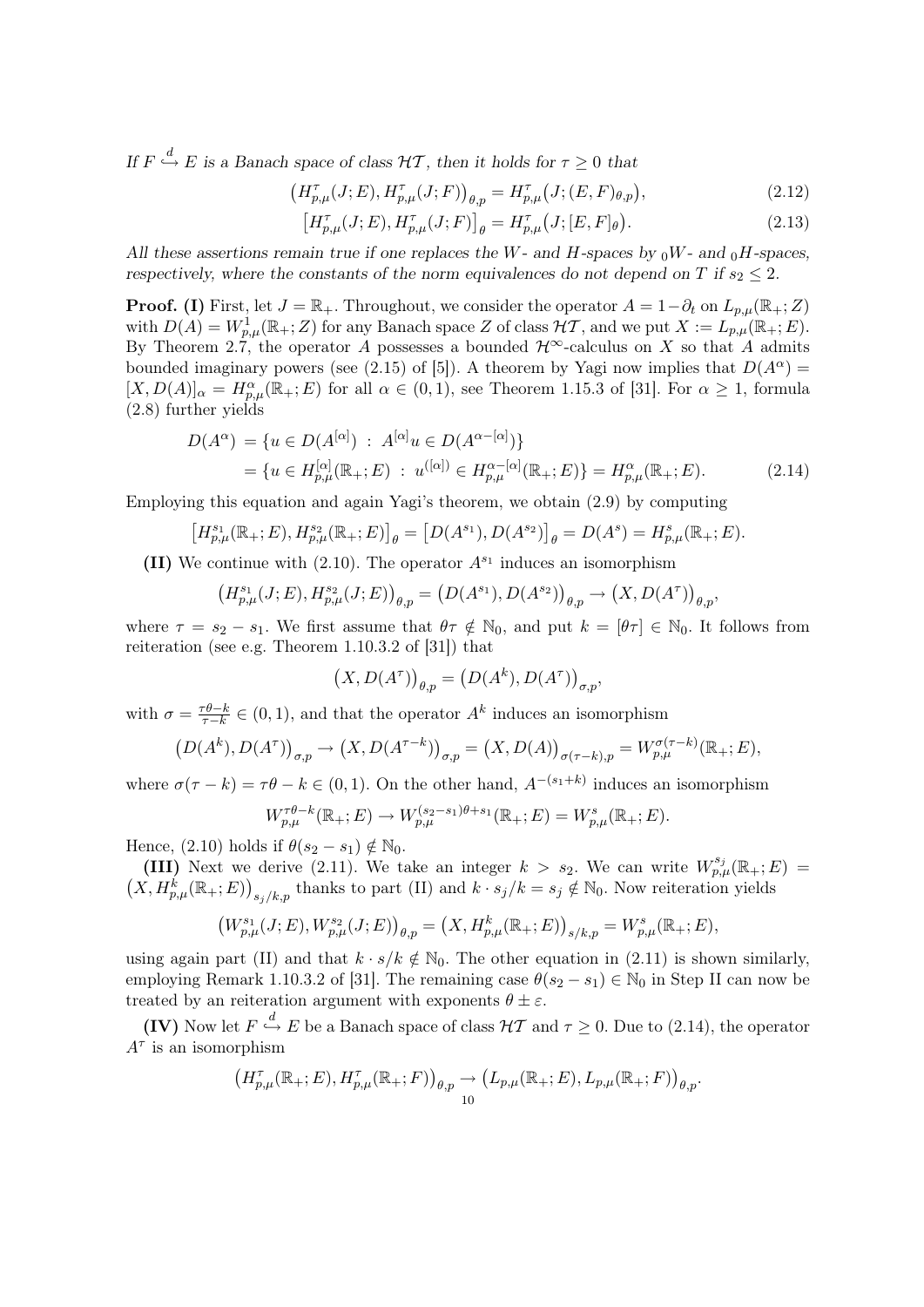*If $F \overset{d}{\hookrightarrow} E$ is a Banach space of class $\mathcal{HT}$, then it holds for $\tau \geq 0$ that*

$$\big(H^{\tau}_{p,\mu}(J;E), H^{\tau}_{p,\mu}(J;F)\big)_{\theta,p} = H^{\tau}_{p,\mu}\big(J;(E,F)_{\theta,p}\big), \tag{2.12}$$

$$\big[H^{\tau}_{p,\mu}(J;E), H^{\tau}_{p,\mu}(J;F)\big]_{\theta} = H^{\tau}_{p,\mu}\big(J;[E,F]_{\theta}\big). \tag{2.13}$$

*All these assertions remain true if one replaces the $W$- and $H$-spaces by ${}_0W$- and ${}_0H$-spaces, respectively, where the constants of the norm equivalences do not depend on $T$ if $s_2 \leq 2$.*

**Proof. (I)** First, let $J = \mathbb{R}_+$. Throughout, we consider the operator $A = 1-\partial_t$ on $L_{p,\mu}(\mathbb{R}_+;Z)$ with $D(A) = W^1_{p,\mu}(\mathbb{R}_+;Z)$ for any Banach space $Z$ of class $\mathcal{HT}$, and we put $X := L_{p,\mu}(\mathbb{R}_+;E)$. By Theorem 2.7, the operator $A$ possesses a bounded $\mathcal{H}^\infty$-calculus on $X$ so that $A$ admits bounded imaginary powers (see (2.15) of [5]). A theorem by Yagi now implies that $D(A^\alpha) = [X, D(A)]_\alpha = H^\alpha_{p,\mu}(\mathbb{R}_+;E)$ for all $\alpha \in (0,1)$, see Theorem 1.15.3 of [31]. For $\alpha \geq 1$, formula (2.8) further yields

$$\begin{aligned} D(A^\alpha) &= \{u \in D(A^{[\alpha]}) \ : \ A^{[\alpha]}u \in D(A^{\alpha-[\alpha]})\} \\ &= \{u \in H^{[\alpha]}_{p,\mu}(\mathbb{R}_+;E) \ : \ u^{([\alpha])} \in H^{\alpha-[\alpha]}_{p,\mu}(\mathbb{R}_+;E)\} = H^\alpha_{p,\mu}(\mathbb{R}_+;E). \end{aligned} \tag{2.14}$$

Employing this equation and again Yagi's theorem, we obtain (2.9) by computing

$$\big[H^{s_1}_{p,\mu}(\mathbb{R}_+;E), H^{s_2}_{p,\mu}(\mathbb{R}_+;E)\big]_\theta = \big[D(A^{s_1}), D(A^{s_2})\big]_\theta = D(A^s) = H^s_{p,\mu}(\mathbb{R}_+;E).$$

**(II)** We continue with (2.10). The operator $A^{s_1}$ induces an isomorphism

$$\big(H^{s_1}_{p,\mu}(J;E), H^{s_2}_{p,\mu}(J;E)\big)_{\theta,p} = \big(D(A^{s_1}), D(A^{s_2})\big)_{\theta,p} \to \big(X, D(A^\tau)\big)_{\theta,p},$$

where $\tau = s_2 - s_1$. We first assume that $\theta\tau \notin \mathbb{N}_0$, and put $k = [\theta\tau] \in \mathbb{N}_0$. It follows from reiteration (see e.g. Theorem 1.10.3.2 of [31]) that

$$\big(X, D(A^\tau)\big)_{\theta,p} = \big(D(A^k), D(A^\tau)\big)_{\sigma,p},$$

with $\sigma = \frac{\tau\theta - k}{\tau - k} \in (0,1)$, and that the operator $A^k$ induces an isomorphism

$$\big(D(A^k), D(A^\tau)\big)_{\sigma,p} \to \big(X, D(A^{\tau-k})\big)_{\sigma,p} = \big(X, D(A)\big)_{\sigma(\tau-k),p} = W^{\sigma(\tau-k)}_{p,\mu}(\mathbb{R}_+;E),$$

where $\sigma(\tau-k) = \tau\theta - k \in (0,1)$. On the other hand, $A^{-(s_1+k)}$ induces an isomorphism

$$W^{\tau\theta-k}_{p,\mu}(\mathbb{R}_+;E) \to W^{(s_2-s_1)\theta+s_1}_{p,\mu}(\mathbb{R}_+;E) = W^s_{p,\mu}(\mathbb{R}_+;E).$$

Hence, (2.10) holds if $\theta(s_2-s_1) \notin \mathbb{N}_0$.

**(III)** Next we derive (2.11). We take an integer $k > s_2$. We can write $W^{s_j}_{p,\mu}(\mathbb{R}_+;E) = \big(X, H^k_{p,\mu}(\mathbb{R}_+;E)\big)_{s_j/k,p}$ thanks to part (II) and $k \cdot s_j/k = s_j \notin \mathbb{N}_0$. Now reiteration yields

$$\big(W^{s_1}_{p,\mu}(J;E), W^{s_2}_{p,\mu}(J;E)\big)_{\theta,p} = \big(X, H^k_{p,\mu}(\mathbb{R}_+;E)\big)_{s/k,p} = W^s_{p,\mu}(\mathbb{R}_+;E),$$

using again part (II) and that $k \cdot s/k \notin \mathbb{N}_0$. The other equation in (2.11) is shown similarly, employing Remark 1.10.3.2 of [31]. The remaining case $\theta(s_2-s_1) \in \mathbb{N}_0$ in Step II can now be treated by an reiteration argument with exponents $\theta \pm \varepsilon$.

**(IV)** Now let $F \overset{d}{\hookrightarrow} E$ be a Banach space of class $\mathcal{HT}$ and $\tau \geq 0$. Due to (2.14), the operator $A^\tau$ is an isomorphism

$$\big(H^\tau_{p,\mu}(\mathbb{R}_+;E), H^\tau_{p,\mu}(\mathbb{R}_+;F)\big)_{\theta,p} \to \big(L_{p,\mu}(\mathbb{R}_+;E), L_{p,\mu}(\mathbb{R}_+;F)\big)_{\theta,p}.$$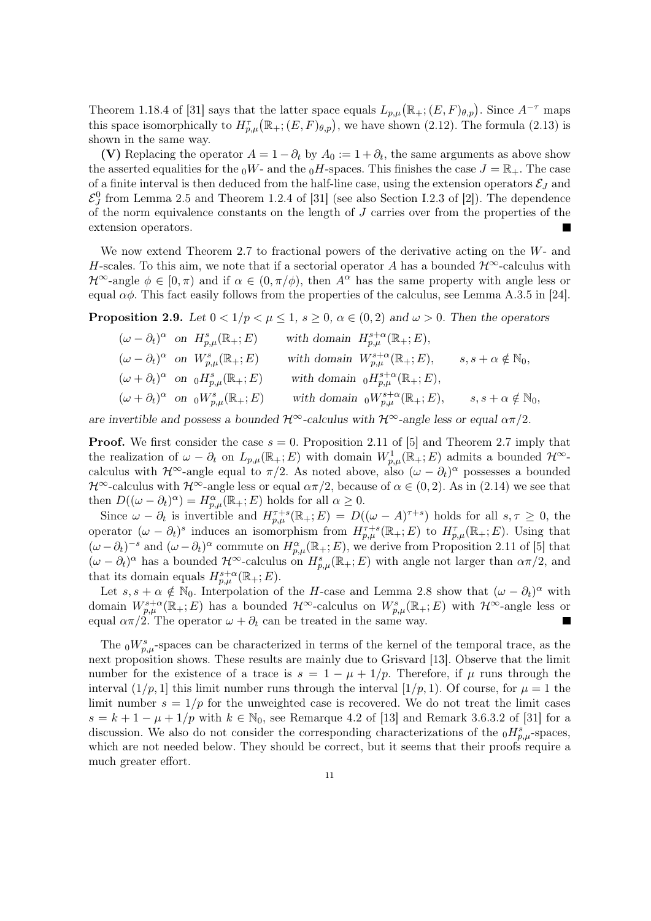Theorem 1.18.4 of [31] says that the latter space equals $L_{p,\mu}(\mathbb{R}_+;(E,F)_{\theta,p})$. Since $A^{-\tau}$ maps this space isomorphically to $H^\tau_{p,\mu}(\mathbb{R}_+;(E,F)_{\theta,p})$, we have shown (2.12). The formula (2.13) is shown in the same way.

**(V)** Replacing the operator $A = 1-\partial_t$ by $A_0 := 1+\partial_t$, the same arguments as above show the asserted equalities for the ${}_0W$- and the ${}_0H$-spaces. This finishes the case $J=\mathbb{R}_+$. The case of a finite interval is then deduced from the half-line case, using the extension operators $\mathcal{E}_J$ and $\mathcal{E}^0_J$ from Lemma 2.5 and Theorem 1.2.4 of [31] (see also Section I.2.3 of [2]). The dependence of the norm equivalence constants on the length of $J$ carries over from the properties of the extension operators. ∎

We now extend Theorem 2.7 to fractional powers of the derivative acting on the $W$- and $H$-scales. To this aim, we note that if a sectorial operator $A$ has a bounded $\mathcal{H}^\infty$-calculus with $\mathcal{H}^\infty$-angle $\phi \in [0,\pi)$ and if $\alpha \in (0,\pi/\phi)$, then $A^\alpha$ has the same property with angle less or equal $\alpha\phi$. This fact easily follows from the properties of the calculus, see Lemma A.3.5 in [24].

**Proposition 2.9.** *Let $0<1/p<\mu\le 1$, $s\ge 0$, $\alpha\in(0,2)$ and $\omega>0$. Then the operators*

$$
\begin{aligned}
&(\omega-\partial_t)^\alpha \ \text{ on } \ H^s_{p,\mu}(\mathbb{R}_+;E) && \text{with domain } \ H^{s+\alpha}_{p,\mu}(\mathbb{R}_+;E),\\
&(\omega-\partial_t)^\alpha \ \text{ on } \ W^s_{p,\mu}(\mathbb{R}_+;E) && \text{with domain } \ W^{s+\alpha}_{p,\mu}(\mathbb{R}_+;E), && s, s+\alpha\notin\mathbb{N}_0,\\
&(\omega+\partial_t)^\alpha \ \text{ on } \ {}_0H^s_{p,\mu}(\mathbb{R}_+;E) && \text{with domain } \ {}_0H^{s+\alpha}_{p,\mu}(\mathbb{R}_+;E),\\
&(\omega+\partial_t)^\alpha \ \text{ on } \ {}_0W^s_{p,\mu}(\mathbb{R}_+;E) && \text{with domain } \ {}_0W^{s+\alpha}_{p,\mu}(\mathbb{R}_+;E), && s, s+\alpha\notin\mathbb{N}_0,
\end{aligned}
$$

*are invertible and possess a bounded $\mathcal{H}^\infty$-calculus with $\mathcal{H}^\infty$-angle less or equal $\alpha\pi/2$.*

**Proof.** We first consider the case $s=0$. Proposition 2.11 of [5] and Theorem 2.7 imply that the realization of $\omega-\partial_t$ on $L_{p,\mu}(\mathbb{R}_+;E)$ with domain $W^1_{p,\mu}(\mathbb{R}_+;E)$ admits a bounded $\mathcal{H}^\infty$-calculus with $\mathcal{H}^\infty$-angle equal to $\pi/2$. As noted above, also $(\omega-\partial_t)^\alpha$ possesses a bounded $\mathcal{H}^\infty$-calculus with $\mathcal{H}^\infty$-angle less or equal $\alpha\pi/2$, because of $\alpha\in(0,2)$. As in (2.14) we see that then $D((\omega-\partial_t)^\alpha) = H^\alpha_{p,\mu}(\mathbb{R}_+;E)$ holds for all $\alpha\ge 0$.

Since $\omega-\partial_t$ is invertible and $H^{\tau+s}_{p,\mu}(\mathbb{R}_+;E) = D((\omega-A)^{\tau+s})$ holds for all $s,\tau\ge 0$, the operator $(\omega-\partial_t)^s$ induces an isomorphism from $H^{\tau+s}_{p,\mu}(\mathbb{R}_+;E)$ to $H^\tau_{p,\mu}(\mathbb{R}_+;E)$. Using that $(\omega-\partial_t)^{-s}$ and $(\omega-\partial_t)^\alpha$ commute on $H^\alpha_{p,\mu}(\mathbb{R}_+;E)$, we derive from Proposition 2.11 of [5] that $(\omega-\partial_t)^\alpha$ has a bounded $\mathcal{H}^\infty$-calculus on $H^s_{p,\mu}(\mathbb{R}_+;E)$ with angle not larger than $\alpha\pi/2$, and that its domain equals $H^{s+\alpha}_{p,\mu}(\mathbb{R}_+;E)$.

Let $s,s+\alpha\notin\mathbb{N}_0$. Interpolation of the $H$-case and Lemma 2.8 show that $(\omega-\partial_t)^\alpha$ with domain $W^{s+\alpha}_{p,\mu}(\mathbb{R}_+;E)$ has a bounded $\mathcal{H}^\infty$-calculus on $W^s_{p,\mu}(\mathbb{R}_+;E)$ with $\mathcal{H}^\infty$-angle less or equal $\alpha\pi/2$. The operator $\omega+\partial_t$ can be treated in the same way. ∎

The ${}_0W^s_{p,\mu}$-spaces can be characterized in terms of the kernel of the temporal trace, as the next proposition shows. These results are mainly due to Grisvard [13]. Observe that the limit number for the existence of a trace is $s = 1-\mu+1/p$. Therefore, if $\mu$ runs through the interval $(1/p,1]$ this limit number runs through the interval $[1/p,1)$. Of course, for $\mu=1$ the limit number $s=1/p$ for the unweighted case is recovered. We do not treat the limit cases $s = k+1-\mu+1/p$ with $k\in\mathbb{N}_0$, see Remarque 4.2 of [13] and Remark 3.6.3.2 of [31] for a discussion. We also do not consider the corresponding characterizations of the ${}_0H^s_{p,\mu}$-spaces, which are not needed below. They should be correct, but it seems that their proofs require a much greater effort.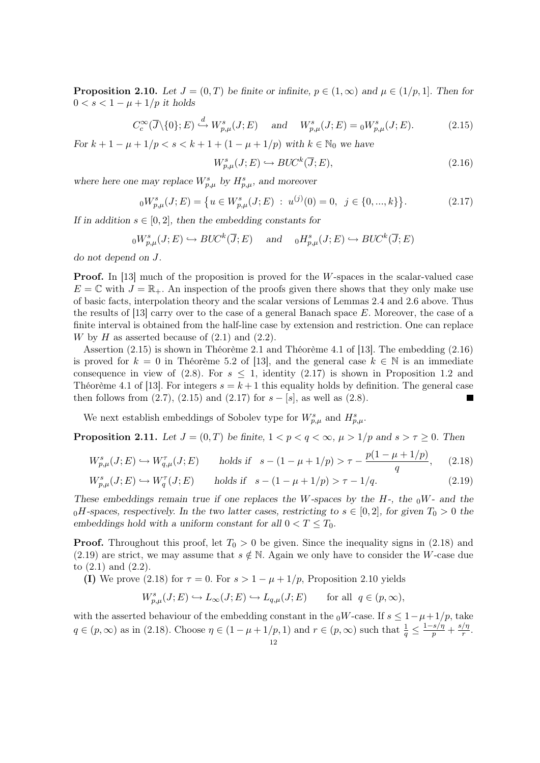**Proposition 2.10.** *Let $J = (0,T)$ be finite or infinite, $p \in (1,\infty)$ and $\mu \in (1/p, 1]$. Then for $0 < s < 1 - \mu + 1/p$ it holds*

$$C_c^\infty(\overline{J}\backslash\{0\}; E) \overset{d}{\hookrightarrow} W^s_{p,\mu}(J;E) \quad \text{and} \quad W^s_{p,\mu}(J;E) = {}_0W^s_{p,\mu}(J;E). \tag{2.15}$$

*For $k + 1 - \mu + 1/p < s < k + 1 + (1 - \mu + 1/p)$ with $k \in \mathbb{N}_0$ we have*

$$W^s_{p,\mu}(J;E) \hookrightarrow BUC^k(\overline{J};E), \tag{2.16}$$

*where here one may replace $W^s_{p,\mu}$ by $H^s_{p,\mu}$, and moreover*

$${}_0W^s_{p,\mu}(J;E) = \big\{u \in W^s_{p,\mu}(J;E) \;:\; u^{(j)}(0) = 0, \;\; j \in \{0,...,k\}\big\}. \tag{2.17}$$

*If in addition $s \in [0,2]$, then the embedding constants for*

$${}_0W^s_{p,\mu}(J;E) \hookrightarrow BUC^k(\overline{J};E) \quad \text{and} \quad {}_0H^s_{p,\mu}(J;E) \hookrightarrow BUC^k(\overline{J};E)$$

*do not depend on $J$.*

**Proof.** In [13] much of the proposition is proved for the $W$-spaces in the scalar-valued case $E = \mathbb{C}$ with $J = \mathbb{R}_+$. An inspection of the proofs given there shows that they only make use of basic facts, interpolation theory and the scalar versions of Lemmas 2.4 and 2.6 above. Thus the results of [13] carry over to the case of a general Banach space $E$. Moreover, the case of a finite interval is obtained from the half-line case by extension and restriction. One can replace $W$ by $H$ as asserted because of (2.1) and (2.2).

Assertion (2.15) is shown in Théorème 2.1 and Théorème 4.1 of [13]. The embedding (2.16) is proved for $k = 0$ in Théorème 5.2 of [13], and the general case $k \in \mathbb{N}$ is an immediate consequence in view of (2.8). For $s \leq 1$, identity (2.17) is shown in Proposition 1.2 and Théorème 4.1 of [13]. For integers $s = k+1$ this equality holds by definition. The general case then follows from (2.7), (2.15) and (2.17) for $s - [s]$, as well as (2.8). ■

We next establish embeddings of Sobolev type for $W^s_{p,\mu}$ and $H^s_{p,\mu}$.

**Proposition 2.11.** *Let $J = (0,T)$ be finite, $1 < p < q < \infty$, $\mu > 1/p$ and $s > \tau \geq 0$. Then*

$$W^s_{p,\mu}(J;E) \hookrightarrow W^\tau_{q,\mu}(J;E) \qquad \text{holds if} \quad s - (1 - \mu + 1/p) > \tau - \frac{p(1-\mu+1/p)}{q}, \tag{2.18}$$

$$W^s_{p,\mu}(J;E) \hookrightarrow W^\tau_{q}(J;E) \qquad \text{holds if} \quad s - (1 - \mu + 1/p) > \tau - 1/q. \tag{2.19}$$

*These embeddings remain true if one replaces the $W$-spaces by the $H$-, the ${}_0W$- and the ${}_0H$-spaces, respectively. In the two latter cases, restricting to $s \in [0,2]$, for given $T_0 > 0$ the embeddings hold with a uniform constant for all $0 < T \leq T_0$.*

**Proof.** Throughout this proof, let $T_0 > 0$ be given. Since the inequality signs in (2.18) and (2.19) are strict, we may assume that $s \notin \mathbb{N}$. Again we only have to consider the $W$-case due to (2.1) and (2.2).

**(I)** We prove (2.18) for $\tau = 0$. For $s > 1 - \mu + 1/p$, Proposition 2.10 yields

$$W^s_{p,\mu}(J;E) \hookrightarrow L_\infty(J;E) \hookrightarrow L_{q,\mu}(J;E) \qquad \text{for all} \;\; q \in (p,\infty),$$

with the asserted behaviour of the embedding constant in the ${}_0W$-case. If $s \leq 1-\mu+1/p$, take $q \in (p,\infty)$ as in (2.18). Choose $\eta \in (1-\mu+1/p, 1)$ and $r \in (p,\infty)$ such that $\frac{1}{q} \leq \frac{1-s/\eta}{p} + \frac{s/\eta}{r}$.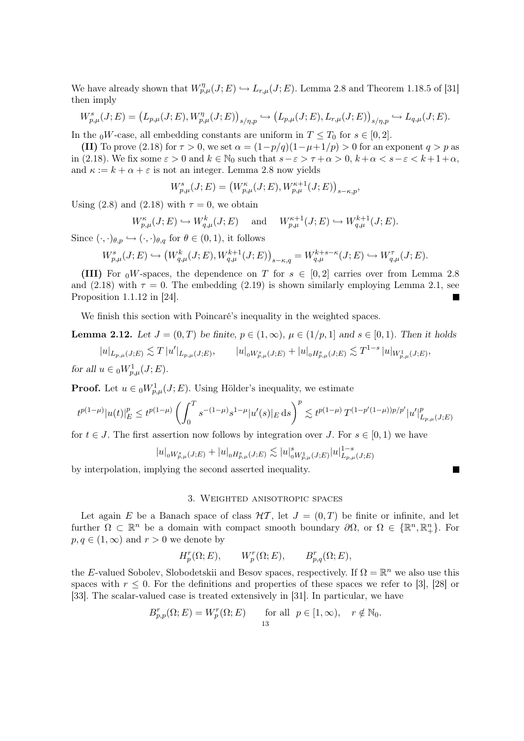We have already shown that $W^\eta_{p,\mu}(J;E) \hookrightarrow L_{r,\mu}(J;E)$. Lemma 2.8 and Theorem 1.18.5 of [31] then imply

$$W^s_{p,\mu}(J;E) = \big(L_{p,\mu}(J;E), W^\eta_{p,\mu}(J;E)\big)_{s/\eta,p} \hookrightarrow \big(L_{p,\mu}(J;E), L_{r,\mu}(J;E)\big)_{s/\eta,p} \hookrightarrow L_{q,\mu}(J;E).$$

In the ${}_0W$-case, all embedding constants are uniform in $T \le T_0$ for $s \in [0,2]$.

**(II)** To prove (2.18) for $\tau > 0$, we set $\alpha = (1-p/q)(1-\mu+1/p) > 0$ for an exponent $q > p$ as in (2.18). We fix some $\varepsilon > 0$ and $k \in \mathbb{N}_0$ such that $s-\varepsilon > \tau+\alpha > 0$, $k+\alpha < s-\varepsilon < k+1+\alpha$, and $\kappa := k+\alpha+\varepsilon$ is not an integer. Lemma 2.8 now yields

$$W^s_{p,\mu}(J;E) = \big(W^\kappa_{p,\mu}(J;E), W^{\kappa+1}_{p,\mu}(J;E)\big)_{s-\kappa,p},$$

Using (2.8) and (2.18) with $\tau = 0$, we obtain

$$W^\kappa_{p,\mu}(J;E) \hookrightarrow W^k_{q,\mu}(J;E) \quad \text{ and } \quad W^{\kappa+1}_{p,\mu}(J;E) \hookrightarrow W^{k+1}_{q,\mu}(J;E).$$

Since $(\cdot,\cdot)_{\theta,p} \hookrightarrow (\cdot,\cdot)_{\theta,q}$ for $\theta \in (0,1)$, it follows

$$W^s_{p,\mu}(J;E) \hookrightarrow \big(W^k_{q,\mu}(J;E), W^{k+1}_{q,\mu}(J;E)\big)_{s-\kappa,q} = W^{k+s-\kappa}_{q,\mu}(J;E) \hookrightarrow W^\tau_{q,\mu}(J;E).$$

**(III)** For ${}_0W$-spaces, the dependence on $T$ for $s \in [0,2]$ carries over from Lemma 2.8 and (2.18) with $\tau = 0$. The embedding (2.19) is shown similarly employing Lemma 2.1, see Proposition 1.1.12 in [24]. ∎

We finish this section with Poincaré's inequality in the weighted spaces.

**Lemma 2.12.** *Let $J = (0,T)$ be finite, $p \in (1,\infty)$, $\mu \in (1/p,1]$ and $s \in [0,1)$. Then it holds*

$$|u|_{L_{p,\mu}(J;E)} \lesssim T\,|u'|_{L_{p,\mu}(J;E)}, \qquad |u|_{{}_0W^s_{p,\mu}(J;E)} + |u|_{{}_0H^s_{p,\mu}(J;E)} \lesssim T^{1-s}\,|u|_{W^1_{p,\mu}(J;E)},$$

*for all $u \in {}_0W^1_{p,\mu}(J;E)$.*

**Proof.** Let $u \in {}_0W^1_{p,\mu}(J;E)$. Using Hölder's inequality, we estimate

$$t^{p(1-\mu)}|u(t)|_E^p \le t^{p(1-\mu)} \left(\int_0^T s^{-(1-\mu)} s^{1-\mu} |u'(s)|_E \,\mathrm{d}s\right)^p \lesssim t^{p(1-\mu)}\, T^{(1-p'(1-\mu))p/p'} |u'|^p_{L_{p,\mu}(J;E)}$$

for $t \in J$. The first assertion now follows by integration over $J$. For $s \in [0,1)$ we have

$$|u|_{{}_0W^s_{p,\mu}(J;E)} + |u|_{{}_0H^s_{p,\mu}(J;E)} \lesssim |u|^s_{{}_0W^1_{p,\mu}(J;E)} |u|^{1-s}_{L_{p,\mu}(J;E)}$$

by interpolation, implying the second asserted inequality. ∎

## 3. Weighted anisotropic spaces

Let again $E$ be a Banach space of class $\mathcal{HT}$, let $J = (0,T)$ be finite or infinite, and let further $\Omega \subset \mathbb{R}^n$ be a domain with compact smooth boundary $\partial\Omega$, or $\Omega \in \{\mathbb{R}^n, \mathbb{R}^n_+\}$. For $p, q \in (1,\infty)$ and $r > 0$ we denote by

$$H^r_p(\Omega;E), \qquad W^r_p(\Omega;E), \qquad B^r_{p,q}(\Omega;E),$$

the $E$-valued Sobolev, Slobodetskii and Besov spaces, respectively. If $\Omega = \mathbb{R}^n$ we also use this spaces with $r \le 0$. For the definitions and properties of these spaces we refer to [3], [28] or [33]. The scalar-valued case is treated extensively in [31]. In particular, we have

$$B^r_{p,p}(\Omega;E) = W^r_p(\Omega;E) \qquad \text{for all } \ p \in [1,\infty), \quad r \notin \mathbb{N}_0.$$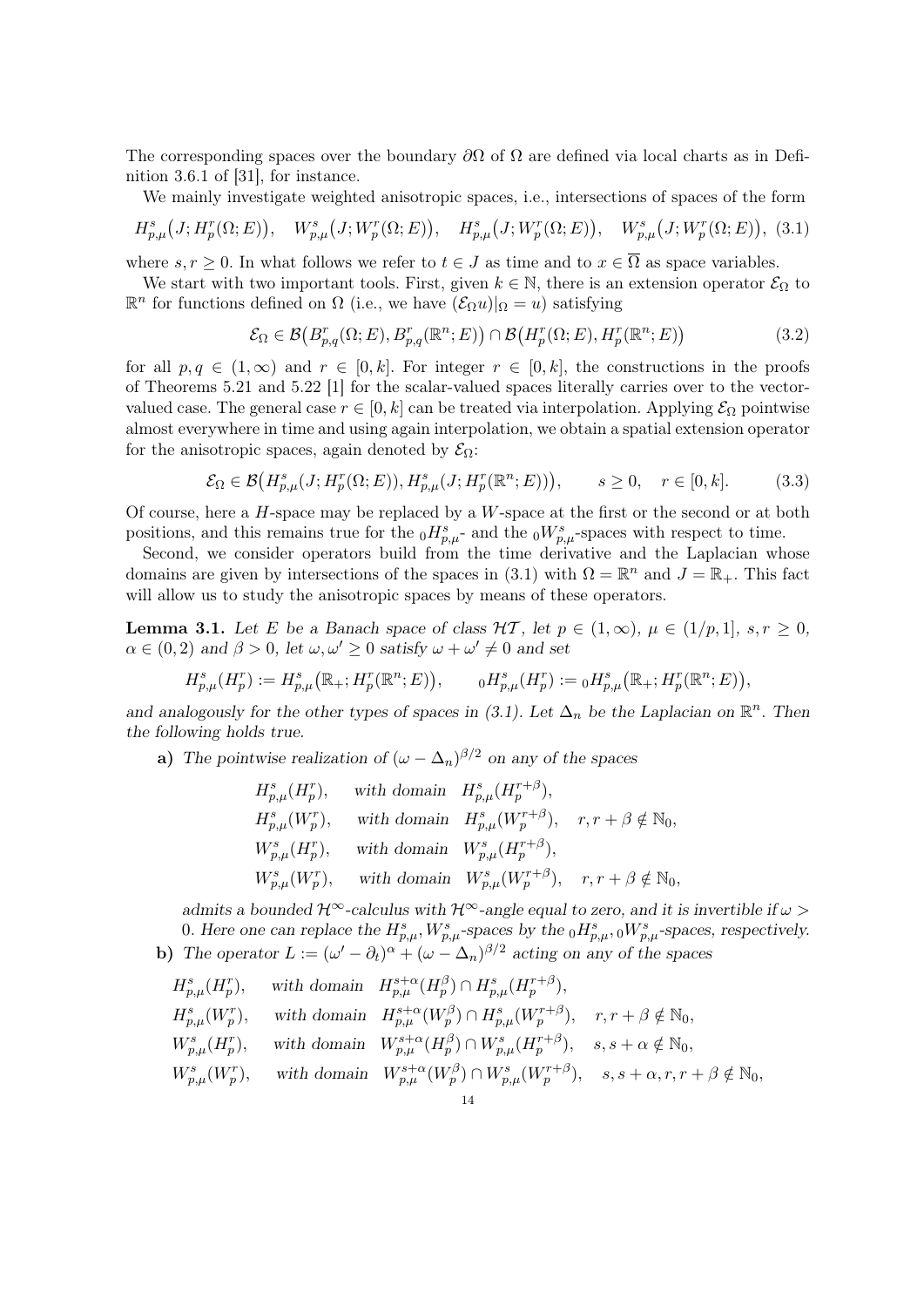The corresponding spaces over the boundary $\partial\Omega$ of $\Omega$ are defined via local charts as in Definition 3.6.1 of [31], for instance.

We mainly investigate weighted anisotropic spaces, i.e., intersections of spaces of the form

$$H^s_{p,\mu}\big(J; H^r_p(\Omega;E)\big),\quad W^s_{p,\mu}\big(J; W^r_p(\Omega;E)\big),\quad H^s_{p,\mu}\big(J; W^r_p(\Omega;E)\big),\quad W^s_{p,\mu}\big(J; W^r_p(\Omega;E)\big),\tag{3.1}$$

where $s, r \geq 0$. In what follows we refer to $t \in J$ as time and to $x \in \overline{\Omega}$ as space variables.

We start with two important tools. First, given $k \in \mathbb{N}$, there is an extension operator $\mathcal{E}_\Omega$ to $\mathbb{R}^n$ for functions defined on $\Omega$ (i.e., we have $(\mathcal{E}_\Omega u)|_\Omega = u$) satisfying

$$\mathcal{E}_\Omega \in \mathcal{B}\big(B^r_{p,q}(\Omega;E), B^r_{p,q}(\mathbb{R}^n;E)\big) \cap \mathcal{B}\big(H^r_p(\Omega;E), H^r_p(\mathbb{R}^n;E)\big)\tag{3.2}$$

for all $p, q \in (1,\infty)$ and $r \in [0,k]$. For integer $r \in [0,k]$, the constructions in the proofs of Theorems 5.21 and 5.22 [1] for the scalar-valued spaces literally carries over to the vector-valued case. The general case $r \in [0,k]$ can be treated via interpolation. Applying $\mathcal{E}_\Omega$ pointwise almost everywhere in time and using again interpolation, we obtain a spatial extension operator for the anisotropic spaces, again denoted by $\mathcal{E}_\Omega$:

$$\mathcal{E}_\Omega \in \mathcal{B}\big(H^s_{p,\mu}(J; H^r_p(\Omega;E)), H^s_{p,\mu}(J; H^r_p(\mathbb{R}^n;E))\big),\qquad s \geq 0,\quad r \in [0,k].\tag{3.3}$$

Of course, here a $H$-space may be replaced by a $W$-space at the first or the second or at both positions, and this remains true for the ${}_0H^s_{p,\mu}$- and the ${}_0W^s_{p,\mu}$-spaces with respect to time.

Second, we consider operators build from the time derivative and the Laplacian whose domains are given by intersections of the spaces in (3.1) with $\Omega = \mathbb{R}^n$ and $J = \mathbb{R}_+$. This fact will allow us to study the anisotropic spaces by means of these operators.

**Lemma 3.1.** *Let $E$ be a Banach space of class $\mathcal{HT}$, let $p \in (1,\infty)$, $\mu \in (1/p, 1]$, $s, r \geq 0$, $\alpha \in (0,2)$ and $\beta > 0$, let $\omega, \omega' \geq 0$ satisfy $\omega + \omega' \neq 0$ and set*

$$H^s_{p,\mu}(H^r_p) := H^s_{p,\mu}\big(\mathbb{R}_+; H^r_p(\mathbb{R}^n;E)\big),\qquad {}_0H^s_{p,\mu}(H^r_p) := {}_0H^s_{p,\mu}\big(\mathbb{R}_+; H^r_p(\mathbb{R}^n;E)\big),$$

*and analogously for the other types of spaces in (3.1). Let $\Delta_n$ be the Laplacian on $\mathbb{R}^n$. Then the following holds true.*

**a)** *The pointwise realization of $(\omega - \Delta_n)^{\beta/2}$ on any of the spaces*

$$\begin{aligned}
&H^s_{p,\mu}(H^r_p), && \text{with domain } H^s_{p,\mu}(H^{r+\beta}_p),\\
&H^s_{p,\mu}(W^r_p), && \text{with domain } H^s_{p,\mu}(W^{r+\beta}_p), \quad r, r+\beta \notin \mathbb{N}_0,\\
&W^s_{p,\mu}(H^r_p), && \text{with domain } W^s_{p,\mu}(H^{r+\beta}_p),\\
&W^s_{p,\mu}(W^r_p), && \text{with domain } W^s_{p,\mu}(W^{r+\beta}_p), \quad r, r+\beta \notin \mathbb{N}_0,
\end{aligned}$$

*admits a bounded $\mathcal{H}^\infty$-calculus with $\mathcal{H}^\infty$-angle equal to zero, and it is invertible if $\omega > 0$. Here one can replace the $H^s_{p,\mu}, W^s_{p,\mu}$-spaces by the ${}_0H^s_{p,\mu}, {}_0W^s_{p,\mu}$-spaces, respectively.*

**b)** *The operator $L := (\omega' - \partial_t)^\alpha + (\omega - \Delta_n)^{\beta/2}$ acting on any of the spaces*

$$\begin{aligned}
&H^s_{p,\mu}(H^r_p), && \text{with domain } H^{s+\alpha}_{p,\mu}(H^\beta_p) \cap H^s_{p,\mu}(H^{r+\beta}_p),\\
&H^s_{p,\mu}(W^r_p), && \text{with domain } H^{s+\alpha}_{p,\mu}(W^\beta_p) \cap H^s_{p,\mu}(W^{r+\beta}_p), \quad r, r+\beta \notin \mathbb{N}_0,\\
&W^s_{p,\mu}(H^r_p), && \text{with domain } W^{s+\alpha}_{p,\mu}(H^\beta_p) \cap W^s_{p,\mu}(H^{r+\beta}_p), \quad s, s+\alpha \notin \mathbb{N}_0,\\
&W^s_{p,\mu}(W^r_p), && \text{with domain } W^{s+\alpha}_{p,\mu}(W^\beta_p) \cap W^s_{p,\mu}(W^{r+\beta}_p), \quad s, s+\alpha, r, r+\beta \notin \mathbb{N}_0,
\end{aligned}$$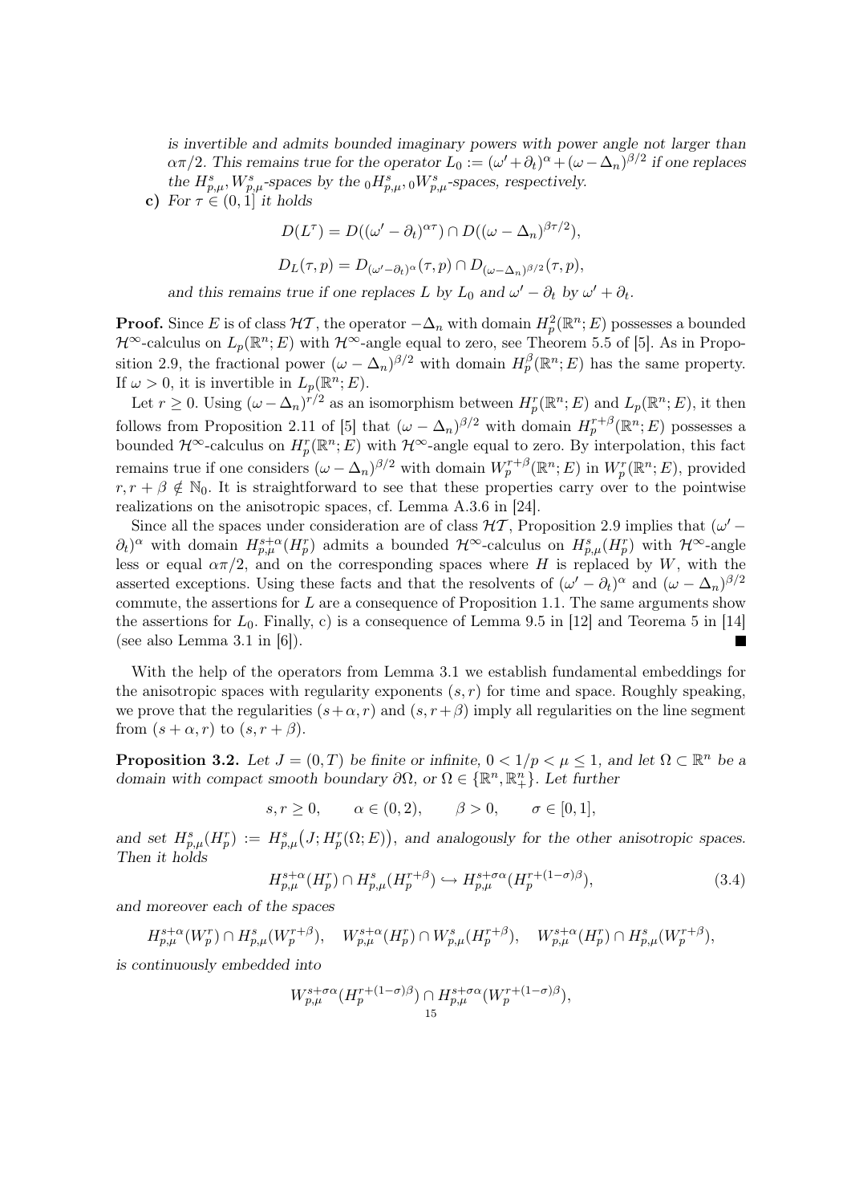*is invertible and admits bounded imaginary powers with power angle not larger than* $\alpha\pi/2$. *This remains true for the operator* $L_0 := (\omega' + \partial_t)^\alpha + (\omega - \Delta_n)^{\beta/2}$ *if one replaces the* $H^s_{p,\mu}, W^s_{p,\mu}$*-spaces by the* ${}_0H^s_{p,\mu}, {}_0W^s_{p,\mu}$*-spaces, respectively.*

**c)** *For* $\tau \in (0,1]$ *it holds*

$$D(L^\tau) = D((\omega' - \partial_t)^{\alpha\tau}) \cap D((\omega - \Delta_n)^{\beta\tau/2}),$$

$$D_L(\tau, p) = D_{(\omega'-\partial_t)^\alpha}(\tau, p) \cap D_{(\omega-\Delta_n)^{\beta/2}}(\tau, p),$$

*and this remains true if one replaces* $L$ *by* $L_0$ *and* $\omega' - \partial_t$ *by* $\omega' + \partial_t$*.*

**Proof.** Since $E$ is of class $\mathcal{HT}$, the operator $-\Delta_n$ with domain $H^2_p(\mathbb{R}^n; E)$ possesses a bounded $\mathcal{H}^\infty$-calculus on $L_p(\mathbb{R}^n; E)$ with $\mathcal{H}^\infty$-angle equal to zero, see Theorem 5.5 of [5]. As in Proposition 2.9, the fractional power $(\omega - \Delta_n)^{\beta/2}$ with domain $H^\beta_p(\mathbb{R}^n; E)$ has the same property. If $\omega > 0$, it is invertible in $L_p(\mathbb{R}^n; E)$.

Let $r \geq 0$. Using $(\omega - \Delta_n)^{r/2}$ as an isomorphism between $H^r_p(\mathbb{R}^n; E)$ and $L_p(\mathbb{R}^n; E)$, it then follows from Proposition 2.11 of [5] that $(\omega - \Delta_n)^{\beta/2}$ with domain $H^{r+\beta}_p(\mathbb{R}^n; E)$ possesses a bounded $\mathcal{H}^\infty$-calculus on $H^r_p(\mathbb{R}^n; E)$ with $\mathcal{H}^\infty$-angle equal to zero. By interpolation, this fact remains true if one considers $(\omega - \Delta_n)^{\beta/2}$ with domain $W^{r+\beta}_p(\mathbb{R}^n; E)$ in $W^r_p(\mathbb{R}^n; E)$, provided $r, r + \beta \notin \mathbb{N}_0$. It is straightforward to see that these properties carry over to the pointwise realizations on the anisotropic spaces, cf. Lemma A.3.6 in [24].

Since all the spaces under consideration are of class $\mathcal{HT}$, Proposition 2.9 implies that $(\omega' - \partial_t)^\alpha$ with domain $H^{s+\alpha}_{p,\mu}(H^r_p)$ admits a bounded $\mathcal{H}^\infty$-calculus on $H^s_{p,\mu}(H^r_p)$ with $\mathcal{H}^\infty$-angle less or equal $\alpha\pi/2$, and on the corresponding spaces where $H$ is replaced by $W$, with the asserted exceptions. Using these facts and that the resolvents of $(\omega' - \partial_t)^\alpha$ and $(\omega - \Delta_n)^{\beta/2}$ commute, the assertions for $L$ are a consequence of Proposition 1.1. The same arguments show the assertions for $L_0$. Finally, c) is a consequence of Lemma 9.5 in [12] and Teorema 5 in [14] (see also Lemma 3.1 in [6]). ■

With the help of the operators from Lemma 3.1 we establish fundamental embeddings for the anisotropic spaces with regularity exponents $(s, r)$ for time and space. Roughly speaking, we prove that the regularities $(s+\alpha, r)$ and $(s, r+\beta)$ imply all regularities on the line segment from $(s + \alpha, r)$ to $(s, r + \beta)$.

**Proposition 3.2.** *Let* $J = (0, T)$ *be finite or infinite,* $0 < 1/p < \mu \leq 1$*, and let* $\Omega \subset \mathbb{R}^n$ *be a domain with compact smooth boundary* $\partial\Omega$*, or* $\Omega \in \{\mathbb{R}^n, \mathbb{R}^n_+\}$*. Let further*

$$s, r \geq 0, \qquad \alpha \in (0, 2), \qquad \beta > 0, \qquad \sigma \in [0, 1],$$

*and set* $H^s_{p,\mu}(H^r_p) := H^s_{p,\mu}\big(J; H^r_p(\Omega; E)\big)$*, and analogously for the other anisotropic spaces. Then it holds*

$$H^{s+\alpha}_{p,\mu}(H^r_p) \cap H^s_{p,\mu}(H^{r+\beta}_p) \hookrightarrow H^{s+\sigma\alpha}_{p,\mu}(H^{r+(1-\sigma)\beta}_p), \tag{3.4}$$

*and moreover each of the spaces*

$$H^{s+\alpha}_{p,\mu}(W^r_p) \cap H^s_{p,\mu}(W^{r+\beta}_p), \quad W^{s+\alpha}_{p,\mu}(H^r_p) \cap W^s_{p,\mu}(H^{r+\beta}_p), \quad W^{s+\alpha}_{p,\mu}(H^r_p) \cap H^s_{p,\mu}(W^{r+\beta}_p),$$

*is continuously embedded into*

$$W^{s+\sigma\alpha}_{p,\mu}(H^{r+(1-\sigma)\beta}_p) \cap H^{s+\sigma\alpha}_{p,\mu}(W^{r+(1-\sigma)\beta}_p),$$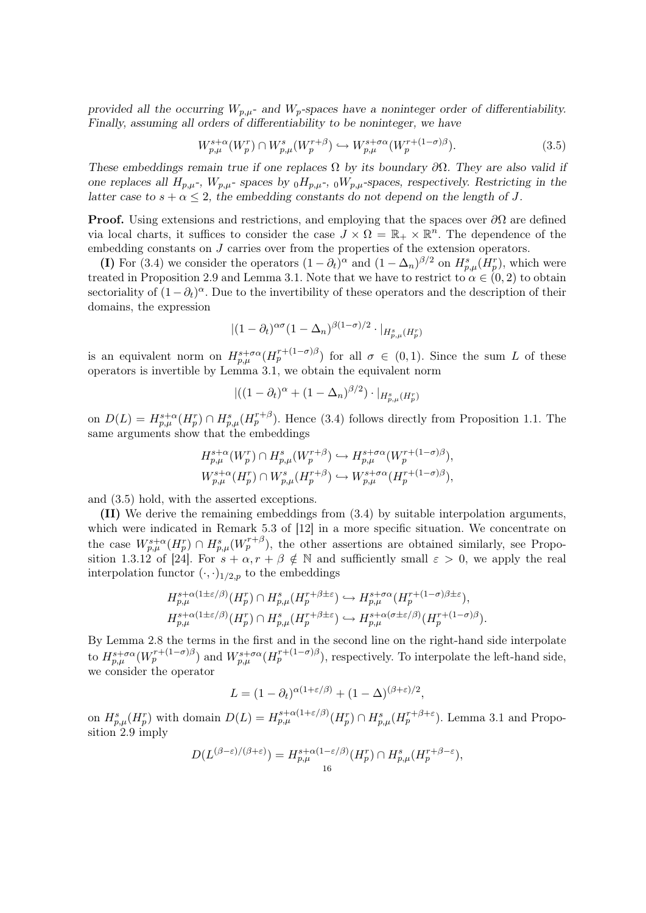*provided all the occurring $W_{p,\mu}$- and $W_p$-spaces have a noninteger order of differentiability. Finally, assuming all orders of differentiability to be noninteger, we have*

$$W^{s+\alpha}_{p,\mu}(W^r_p) \cap W^s_{p,\mu}(W^{r+\beta}_p) \hookrightarrow W^{s+\sigma\alpha}_{p,\mu}(W^{r+(1-\sigma)\beta}_p). \tag{3.5}$$

*These embeddings remain true if one replaces $\Omega$ by its boundary $\partial\Omega$. They are also valid if one replaces all $H_{p,\mu}$-, $W_{p,\mu}$- spaces by ${}_0H_{p,\mu}$-, ${}_0W_{p,\mu}$-spaces, respectively. Restricting in the latter case to $s+\alpha \le 2$, the embedding constants do not depend on the length of $J$.*

**Proof.** Using extensions and restrictions, and employing that the spaces over $\partial\Omega$ are defined via local charts, it suffices to consider the case $J \times \Omega = \mathbb{R}_+ \times \mathbb{R}^n$. The dependence of the embedding constants on $J$ carries over from the properties of the extension operators.

**(I)** For (3.4) we consider the operators $(1-\partial_t)^\alpha$ and $(1-\Delta_n)^{\beta/2}$ on $H^s_{p,\mu}(H^r_p)$, which were treated in Proposition 2.9 and Lemma 3.1. Note that we have to restrict to $\alpha \in (0,2)$ to obtain sectoriality of $(1-\partial_t)^\alpha$. Due to the invertibility of these operators and the description of their domains, the expression

$$|(1-\partial_t)^{\alpha\sigma}(1-\Delta_n)^{\beta(1-\sigma)/2} \cdot |_{H^s_{p,\mu}(H^r_p)}$$

is an equivalent norm on $H^{s+\sigma\alpha}_{p,\mu}(H^{r+(1-\sigma)\beta}_p)$ for all $\sigma \in (0,1)$. Since the sum $L$ of these operators is invertible by Lemma 3.1, we obtain the equivalent norm

$$|((1-\partial_t)^\alpha + (1-\Delta_n)^{\beta/2}) \cdot |_{H^s_{p,\mu}(H^r_p)}$$

on $D(L) = H^{s+\alpha}_{p,\mu}(H^r_p) \cap H^s_{p,\mu}(H^{r+\beta}_p)$. Hence (3.4) follows directly from Proposition 1.1. The same arguments show that the embeddings

$$H^{s+\alpha}_{p,\mu}(W^r_p) \cap H^s_{p,\mu}(W^{r+\beta}_p) \hookrightarrow H^{s+\sigma\alpha}_{p,\mu}(W^{r+(1-\sigma)\beta}_p),$$
$$W^{s+\alpha}_{p,\mu}(H^r_p) \cap W^s_{p,\mu}(H^{r+\beta}_p) \hookrightarrow W^{s+\sigma\alpha}_{p,\mu}(H^{r+(1-\sigma)\beta}_p),$$

and (3.5) hold, with the asserted exceptions.

**(II)** We derive the remaining embeddings from (3.4) by suitable interpolation arguments, which were indicated in Remark 5.3 of [12] in a more specific situation. We concentrate on the case $W^{s+\alpha}_{p,\mu}(H^r_p) \cap H^s_{p,\mu}(W^{r+\beta}_p)$, the other assertions are obtained similarly, see Proposition 1.3.12 of [24]. For $s+\alpha, r+\beta \notin \mathbb{N}$ and sufficiently small $\varepsilon > 0$, we apply the real interpolation functor $(\cdot,\cdot)_{1/2,p}$ to the embeddings

$$H^{s+\alpha(1\pm\varepsilon/\beta)}_{p,\mu}(H^r_p) \cap H^s_{p,\mu}(H^{r+\beta\pm\varepsilon}_p) \hookrightarrow H^{s+\sigma\alpha}_{p,\mu}(H^{r+(1-\sigma)\beta\pm\varepsilon}_p),$$
$$H^{s+\alpha(1\pm\varepsilon/\beta)}_{p,\mu}(H^r_p) \cap H^s_{p,\mu}(H^{r+\beta\pm\varepsilon}_p) \hookrightarrow H^{s+\alpha(\sigma\pm\varepsilon/\beta)}_{p,\mu}(H^{r+(1-\sigma)\beta}_p).$$

By Lemma 2.8 the terms in the first and in the second line on the right-hand side interpolate to $H^{s+\sigma\alpha}_{p,\mu}(W^{r+(1-\sigma)\beta}_p)$ and $W^{s+\sigma\alpha}_{p,\mu}(H^{r+(1-\sigma)\beta}_p)$, respectively. To interpolate the left-hand side, we consider the operator

$$L = (1-\partial_t)^{\alpha(1+\varepsilon/\beta)} + (1-\Delta)^{(\beta+\varepsilon)/2},$$

on $H^s_{p,\mu}(H^r_p)$ with domain $D(L) = H^{s+\alpha(1+\varepsilon/\beta)}_{p,\mu}(H^r_p) \cap H^s_{p,\mu}(H^{r+\beta+\varepsilon}_p)$. Lemma 3.1 and Proposition 2.9 imply

$$D(L^{(\beta-\varepsilon)/(\beta+\varepsilon)}) = H^{s+\alpha(1-\varepsilon/\beta)}_{p,\mu}(H^r_p) \cap H^s_{p,\mu}(H^{r+\beta-\varepsilon}_p),$$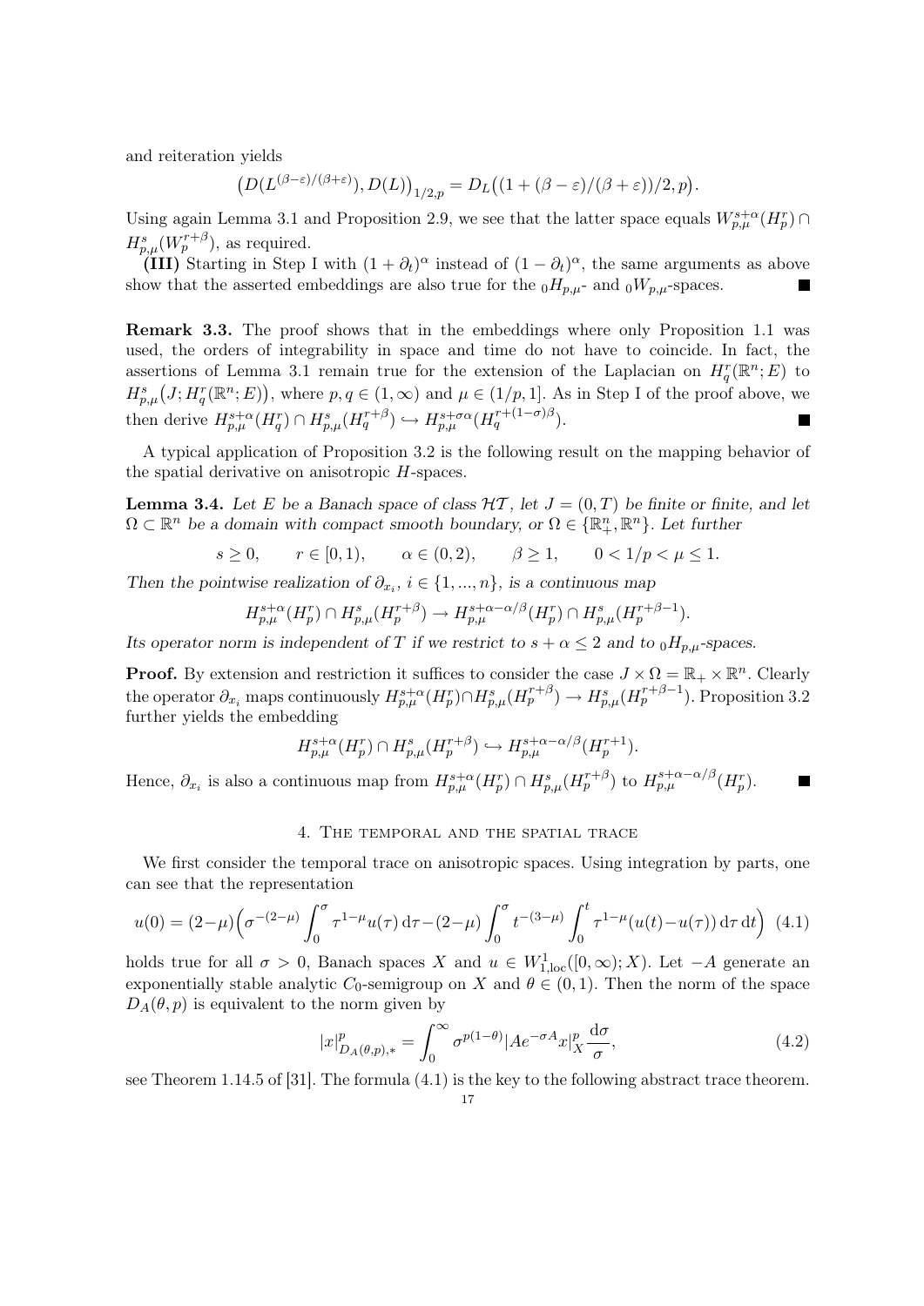and reiteration yields

$$\big(D(L^{(\beta-\varepsilon)/(\beta+\varepsilon)}), D(L)\big)_{1/2,p} = D_L\big((1+(\beta-\varepsilon)/(\beta+\varepsilon))/2, p\big).$$

Using again Lemma 3.1 and Proposition 2.9, we see that the latter space equals $W^{s+\alpha}_{p,\mu}(H^r_p) \cap H^s_{p,\mu}(W^{r+\beta}_p)$, as required.

**(III)** Starting in Step I with $(1+\partial_t)^\alpha$ instead of $(1-\partial_t)^\alpha$, the same arguments as above show that the asserted embeddings are also true for the ${}_0H_{p,\mu}$- and ${}_0W_{p,\mu}$-spaces. ∎

**Remark 3.3.** The proof shows that in the embeddings where only Proposition 1.1 was used, the orders of integrability in space and time do not have to coincide. In fact, the assertions of Lemma 3.1 remain true for the extension of the Laplacian on $H^r_q(\mathbb{R}^n;E)$ to $H^s_{p,\mu}\big(J;H^r_q(\mathbb{R}^n;E)\big)$, where $p,q\in(1,\infty)$ and $\mu\in(1/p,1]$. As in Step I of the proof above, we then derive $H^{s+\alpha}_{p,\mu}(H^r_q)\cap H^s_{p,\mu}(H^{r+\beta}_q) \hookrightarrow H^{s+\sigma\alpha}_{p,\mu}(H^{r+(1-\sigma)\beta}_q)$. ∎

A typical application of Proposition 3.2 is the following result on the mapping behavior of the spatial derivative on anisotropic $H$-spaces.

**Lemma 3.4.** *Let $E$ be a Banach space of class $\mathcal{HT}$, let $J=(0,T)$ be finite or finite, and let $\Omega\subset\mathbb{R}^n$ be a domain with compact smooth boundary, or $\Omega\in\{\mathbb{R}^n_+,\mathbb{R}^n\}$. Let further*

$$s\geq 0, \qquad r\in[0,1), \qquad \alpha\in(0,2), \qquad \beta\geq 1, \qquad 0<1/p<\mu\leq 1.$$

*Then the pointwise realization of $\partial_{x_i}$, $i\in\{1,...,n\}$, is a continuous map*

$$H^{s+\alpha}_{p,\mu}(H^r_p)\cap H^s_{p,\mu}(H^{r+\beta}_p) \to H^{s+\alpha-\alpha/\beta}_{p,\mu}(H^r_p)\cap H^s_{p,\mu}(H^{r+\beta-1}_p).$$

*Its operator norm is independent of $T$ if we restrict to $s+\alpha\leq 2$ and to ${}_0H_{p,\mu}$-spaces.*

**Proof.** By extension and restriction it suffices to consider the case $J\times\Omega=\mathbb{R}_+\times\mathbb{R}^n$. Clearly the operator $\partial_{x_i}$ maps continuously $H^{s+\alpha}_{p,\mu}(H^r_p)\cap H^s_{p,\mu}(H^{r+\beta}_p)\to H^s_{p,\mu}(H^{r+\beta-1}_p)$. Proposition 3.2 further yields the embedding

$$H^{s+\alpha}_{p,\mu}(H^r_p)\cap H^s_{p,\mu}(H^{r+\beta}_p)\hookrightarrow H^{s+\alpha-\alpha/\beta}_{p,\mu}(H^{r+1}_p).$$

Hence, $\partial_{x_i}$ is also a continuous map from $H^{s+\alpha}_{p,\mu}(H^r_p)\cap H^s_{p,\mu}(H^{r+\beta}_p)$ to $H^{s+\alpha-\alpha/\beta}_{p,\mu}(H^r_p)$. ∎

## 4. The temporal and the spatial trace

We first consider the temporal trace on anisotropic spaces. Using integration by parts, one can see that the representation

$$u(0) = (2-\mu)\Big(\sigma^{-(2-\mu)}\int_0^\sigma \tau^{1-\mu}u(\tau)\,\mathrm{d}\tau - (2-\mu)\int_0^\sigma t^{-(3-\mu)}\int_0^t \tau^{1-\mu}(u(t)-u(\tau))\,\mathrm{d}\tau\,\mathrm{d}t\Big) \quad (4.1)$$

holds true for all $\sigma>0$, Banach spaces $X$ and $u\in W^1_{1,\mathrm{loc}}([0,\infty);X)$. Let $-A$ generate an exponentially stable analytic $C_0$-semigroup on $X$ and $\theta\in(0,1)$. Then the norm of the space $D_A(\theta,p)$ is equivalent to the norm given by

$$|x|^p_{D_A(\theta,p),*} = \int_0^\infty \sigma^{p(1-\theta)}|Ae^{-\sigma A}x|^p_X\,\frac{\mathrm{d}\sigma}{\sigma}, \quad (4.2)$$

see Theorem 1.14.5 of [31]. The formula (4.1) is the key to the following abstract trace theorem.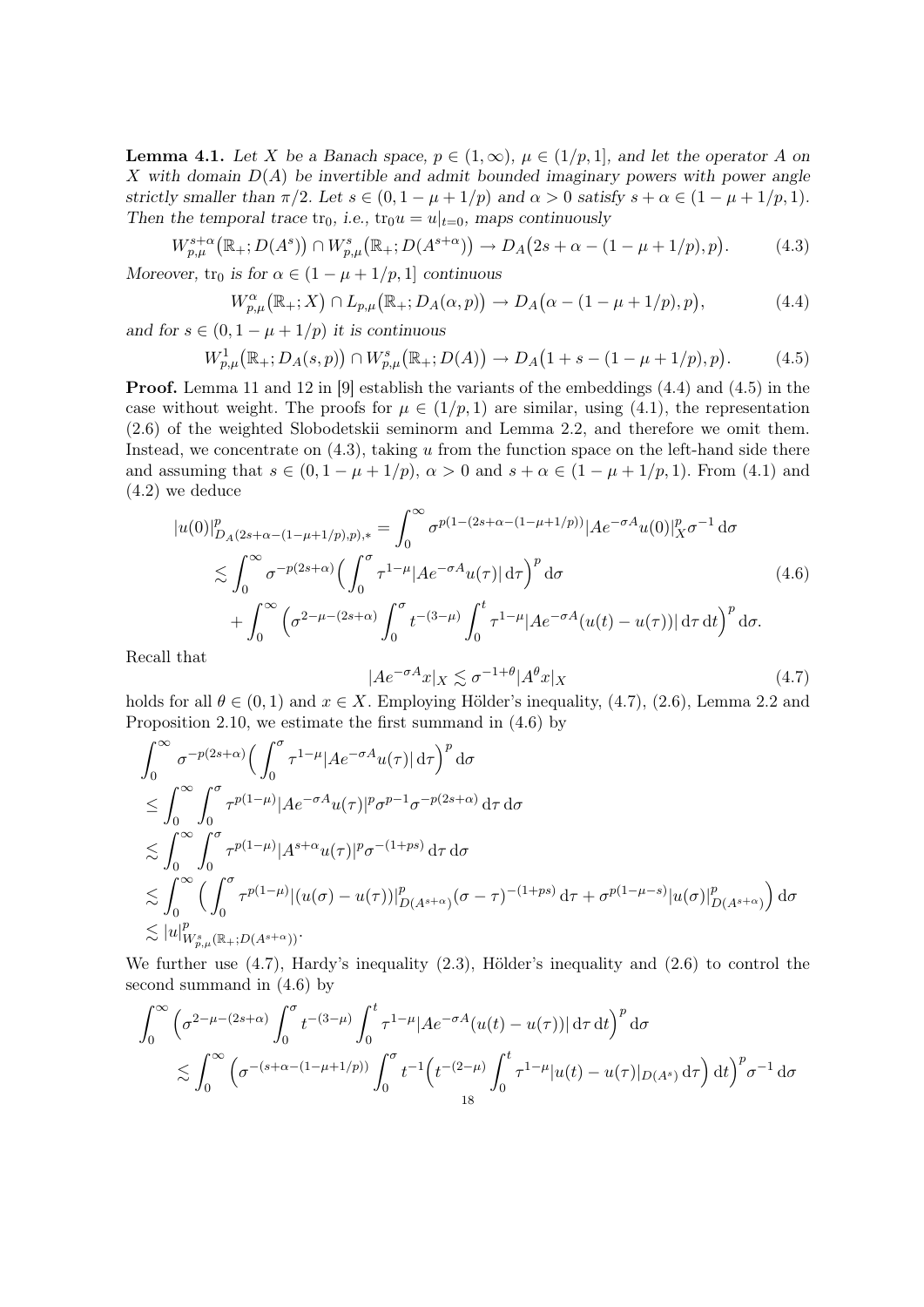**Lemma 4.1.** *Let $X$ be a Banach space, $p \in (1,\infty)$, $\mu \in (1/p, 1]$, and let the operator $A$ on $X$ with domain $D(A)$ be invertible and admit bounded imaginary powers with power angle strictly smaller than $\pi/2$. Let $s \in (0, 1-\mu+1/p)$ and $\alpha > 0$ satisfy $s + \alpha \in (1-\mu+1/p, 1)$. Then the temporal trace $\mathrm{tr}_0$, i.e., $\mathrm{tr}_0 u = u|_{t=0}$, maps continuously*

$$
W^{s+\alpha}_{p,\mu}\big(\mathbb{R}_+; D(A^s)\big) \cap W^s_{p,\mu}\big(\mathbb{R}_+; D(A^{s+\alpha})\big) \to D_A\big(2s+\alpha-(1-\mu+1/p), p\big). \tag{4.3}
$$

*Moreover, $\mathrm{tr}_0$ is for $\alpha \in (1-\mu+1/p, 1]$ continuous*

$$
W^{\alpha}_{p,\mu}\big(\mathbb{R}_+; X\big) \cap L_{p,\mu}\big(\mathbb{R}_+; D_A(\alpha, p)\big) \to D_A\big(\alpha-(1-\mu+1/p), p\big), \tag{4.4}
$$

*and for $s \in (0, 1-\mu+1/p)$ it is continuous*

$$
W^{1}_{p,\mu}\big(\mathbb{R}_+; D_A(s, p)\big) \cap W^s_{p,\mu}\big(\mathbb{R}_+; D(A)\big) \to D_A\big(1+s-(1-\mu+1/p), p\big). \tag{4.5}
$$

**Proof.** Lemma 11 and 12 in [9] establish the variants of the embeddings (4.4) and (4.5) in the case without weight. The proofs for $\mu \in (1/p, 1)$ are similar, using (4.1), the representation (2.6) of the weighted Slobodetskii seminorm and Lemma 2.2, and therefore we omit them. Instead, we concentrate on (4.3), taking $u$ from the function space on the left-hand side there and assuming that $s \in (0, 1-\mu+1/p)$, $\alpha > 0$ and $s+\alpha \in (1-\mu+1/p, 1)$. From (4.1) and (4.2) we deduce

$$
\begin{aligned}
|u(0)|^p_{D_A(2s+\alpha-(1-\mu+1/p),p),*} &= \int_0^\infty \sigma^{p(1-(2s+\alpha-(1-\mu+1/p)))} |Ae^{-\sigma A}u(0)|^p_X \sigma^{-1}\,\mathrm{d}\sigma \\
&\lesssim \int_0^\infty \sigma^{-p(2s+\alpha)} \Big( \int_0^\sigma \tau^{1-\mu} |Ae^{-\sigma A}u(\tau)|\,\mathrm{d}\tau \Big)^p \mathrm{d}\sigma \\
&\quad + \int_0^\infty \Big( \sigma^{2-\mu-(2s+\alpha)} \int_0^\sigma t^{-(3-\mu)} \int_0^t \tau^{1-\mu} |Ae^{-\sigma A}(u(t)-u(\tau))|\,\mathrm{d}\tau\,\mathrm{d}t \Big)^p \mathrm{d}\sigma.
\end{aligned} \tag{4.6}
$$

Recall that

$$
|Ae^{-\sigma A}x|_X \lesssim \sigma^{-1+\theta} |A^\theta x|_X \tag{4.7}
$$

holds for all $\theta \in (0,1)$ and $x \in X$. Employing Hölder's inequality, (4.7), (2.6), Lemma 2.2 and Proposition 2.10, we estimate the first summand in (4.6) by

$$
\begin{aligned}
&\int_0^\infty \sigma^{-p(2s+\alpha)} \Big( \int_0^\sigma \tau^{1-\mu} |Ae^{-\sigma A}u(\tau)|\,\mathrm{d}\tau \Big)^p \mathrm{d}\sigma \\
&\le \int_0^\infty \int_0^\sigma \tau^{p(1-\mu)} |Ae^{-\sigma A}u(\tau)|^p \sigma^{p-1} \sigma^{-p(2s+\alpha)}\,\mathrm{d}\tau\,\mathrm{d}\sigma \\
&\lesssim \int_0^\infty \int_0^\sigma \tau^{p(1-\mu)} |A^{s+\alpha}u(\tau)|^p \sigma^{-(1+ps)}\,\mathrm{d}\tau\,\mathrm{d}\sigma \\
&\lesssim \int_0^\infty \Big( \int_0^\sigma \tau^{p(1-\mu)} |(u(\sigma)-u(\tau))|^p_{D(A^{s+\alpha})} (\sigma-\tau)^{-(1+ps)}\,\mathrm{d}\tau + \sigma^{p(1-\mu-s)} |u(\sigma)|^p_{D(A^{s+\alpha})} \Big) \mathrm{d}\sigma \\
&\lesssim |u|^p_{W^s_{p,\mu}(\mathbb{R}_+; D(A^{s+\alpha}))}.
\end{aligned}
$$

We further use (4.7), Hardy's inequality (2.3), Hölder's inequality and (2.6) to control the second summand in (4.6) by

$$
\begin{aligned}
&\int_0^\infty \Big( \sigma^{2-\mu-(2s+\alpha)} \int_0^\sigma t^{-(3-\mu)} \int_0^t \tau^{1-\mu} |Ae^{-\sigma A}(u(t)-u(\tau))|\,\mathrm{d}\tau\,\mathrm{d}t \Big)^p \mathrm{d}\sigma \\
&\quad \lesssim \int_0^\infty \Big( \sigma^{-(s+\alpha-(1-\mu+1/p))} \int_0^\sigma t^{-1} \Big( t^{-(2-\mu)} \int_0^t \tau^{1-\mu} |u(t)-u(\tau)|_{D(A^s)}\,\mathrm{d}\tau \Big) \mathrm{d}t \Big)^p \sigma^{-1}\,\mathrm{d}\sigma
\end{aligned}
$$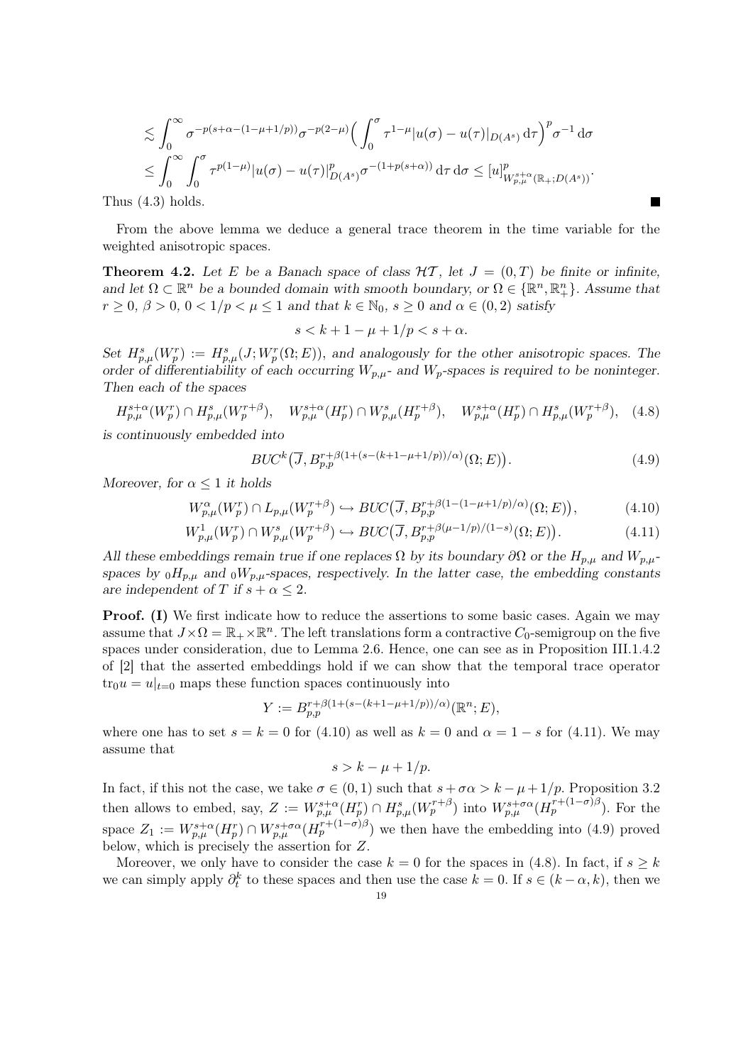$$
\begin{aligned}
&\lesssim \int_0^\infty \sigma^{-p(s+\alpha-(1-\mu+1/p))}\sigma^{-p(2-\mu)}\Big(\int_0^\sigma \tau^{1-\mu}|u(\sigma)-u(\tau)|_{D(A^s)}\,\mathrm{d}\tau\Big)^p\sigma^{-1}\,\mathrm{d}\sigma\\
&\le \int_0^\infty\int_0^\sigma \tau^{p(1-\mu)}|u(\sigma)-u(\tau)|^p_{D(A^s)}\sigma^{-(1+p(s+\alpha))}\,\mathrm{d}\tau\,\mathrm{d}\sigma \le [u]^p_{W^{s+\alpha}_{p,\mu}(\mathbb{R}_+;D(A^s))}.
\end{aligned}
$$

Thus (4.3) holds. ■

From the above lemma we deduce a general trace theorem in the time variable for the weighted anisotropic spaces.

**Theorem 4.2.** *Let $E$ be a Banach space of class $\mathcal{HT}$, let $J=(0,T)$ be finite or infinite, and let $\Omega\subset\mathbb{R}^n$ be a bounded domain with smooth boundary, or $\Omega\in\{\mathbb{R}^n,\mathbb{R}^n_+\}$. Assume that $r\ge 0$, $\beta>0$, $0<1/p<\mu\le 1$ and that $k\in\mathbb{N}_0$, $s\ge 0$ and $\alpha\in(0,2)$ satisfy*

$$
s<k+1-\mu+1/p<s+\alpha.
$$

*Set $H^s_{p,\mu}(W^r_p):=H^s_{p,\mu}(J;W^r_p(\Omega;E))$, and analogously for the other anisotropic spaces. The order of differentiability of each occurring $W_{p,\mu}$- and $W_p$-spaces is required to be noninteger. Then each of the spaces*

$$
H^{s+\alpha}_{p,\mu}(W^r_p)\cap H^s_{p,\mu}(W^{r+\beta}_p),\quad W^{s+\alpha}_{p,\mu}(H^r_p)\cap W^s_{p,\mu}(H^{r+\beta}_p),\quad W^{s+\alpha}_{p,\mu}(H^r_p)\cap H^s_{p,\mu}(W^{r+\beta}_p),\tag{4.8}
$$

*is continuously embedded into*

$$
BUC^k\big(\overline{J},B^{r+\beta(1+(s-(k+1-\mu+1/p))/\alpha)}_{p,p}(\Omega;E)\big).\tag{4.9}
$$

*Moreover, for $\alpha\le 1$ it holds*

$$
W^\alpha_{p,\mu}(W^r_p)\cap L_{p,\mu}(W^{r+\beta}_p)\hookrightarrow BUC\big(\overline{J},B^{r+\beta(1-(1-\mu+1/p)/\alpha)}_{p,p}(\Omega;E)\big),\tag{4.10}
$$

$$
W^1_{p,\mu}(W^r_p)\cap W^s_{p,\mu}(W^{r+\beta}_p)\hookrightarrow BUC\big(\overline{J},B^{r+\beta(\mu-1/p)/(1-s)}_{p,p}(\Omega;E)\big).\tag{4.11}
$$

*All these embeddings remain true if one replaces $\Omega$ by its boundary $\partial\Omega$ or the $H_{p,\mu}$ and $W_{p,\mu}$-spaces by ${}_0H_{p,\mu}$ and ${}_0W_{p,\mu}$-spaces, respectively. In the latter case, the embedding constants are independent of $T$ if $s+\alpha\le 2$.*

**Proof. (I)** We first indicate how to reduce the assertions to some basic cases. Again we may assume that $J\times\Omega=\mathbb{R}_+\times\mathbb{R}^n$. The left translations form a contractive $C_0$-semigroup on the five spaces under consideration, due to Lemma 2.6. Hence, one can see as in Proposition III.1.4.2 of [2] that the asserted embeddings hold if we can show that the temporal trace operator $\mathrm{tr}_0 u=u|_{t=0}$ maps these function spaces continuously into

$$
Y:=B^{r+\beta(1+(s-(k+1-\mu+1/p))/\alpha)}_{p,p}(\mathbb{R}^n;E),
$$

where one has to set $s=k=0$ for (4.10) as well as $k=0$ and $\alpha=1-s$ for (4.11). We may assume that

$$
s>k-\mu+1/p.
$$

In fact, if this not the case, we take $\sigma\in(0,1)$ such that $s+\sigma\alpha>k-\mu+1/p$. Proposition 3.2 then allows to embed, say, $Z:=W^{s+\alpha}_{p,\mu}(H^r_p)\cap H^s_{p,\mu}(W^{r+\beta}_p)$ into $W^{s+\sigma\alpha}_{p,\mu}(H^{r+(1-\sigma)\beta}_p)$. For the space $Z_1:=W^{s+\alpha}_{p,\mu}(H^r_p)\cap W^{s+\sigma\alpha}_{p,\mu}(H^{r+(1-\sigma)\beta}_p)$ we then have the embedding into (4.9) proved below, which is precisely the assertion for $Z$.

Moreover, we only have to consider the case $k=0$ for the spaces in (4.8). In fact, if $s\ge k$ we can simply apply $\partial_t^k$ to these spaces and then use the case $k=0$. If $s\in(k-\alpha,k)$, then we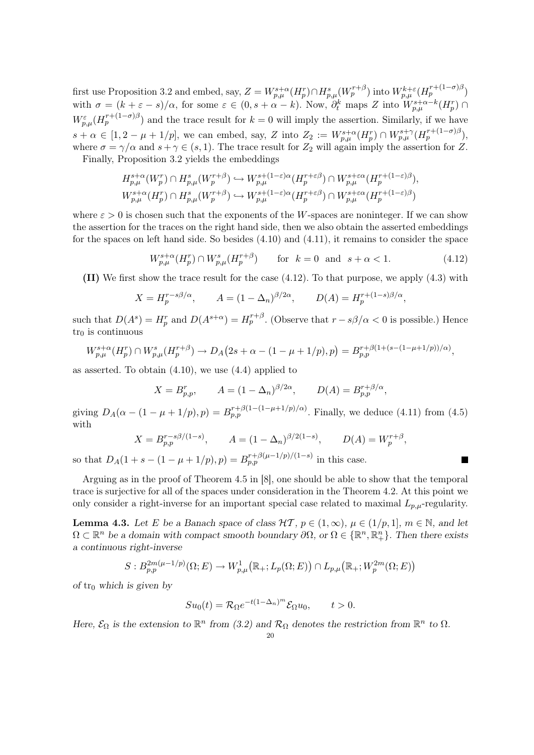first use Proposition 3.2 and embed, say, $Z = W^{s+\alpha}_{p,\mu}(H^r_p) \cap H^s_{p,\mu}(W^{r+\beta}_p)$ into $W^{k+\varepsilon}_{p,\mu}(H^{r+(1-\sigma)\beta}_p)$ with $\sigma = (k+\varepsilon-s)/\alpha$, for some $\varepsilon \in (0, s+\alpha-k)$. Now, $\partial^k_t$ maps $Z$ into $W^{s+\alpha-k}_{p,\mu}(H^r_p) \cap W^{\varepsilon}_{p,\mu}(H^{r+(1-\sigma)\beta}_p)$ and the trace result for $k=0$ will imply the assertion. Similarly, if we have $s+\alpha \in [1, 2-\mu+1/p]$, we can embed, say, $Z$ into $Z_2 := W^{s+\alpha}_{p,\mu}(H^r_p) \cap W^{s+\gamma}_{p,\mu}(H^{r+(1-\sigma)\beta}_p)$, where $\sigma = \gamma/\alpha$ and $s+\gamma \in (s,1)$. The trace result for $Z_2$ will again imply the assertion for $Z$.

Finally, Proposition 3.2 yields the embeddings

$$
\begin{aligned}
H^{s+\alpha}_{p,\mu}(W^r_p) \cap H^s_{p,\mu}(W^{r+\beta}_p) &\hookrightarrow W^{s+(1-\varepsilon)\alpha}_{p,\mu}(H^{r+\varepsilon\beta}_p) \cap W^{s+\varepsilon\alpha}_{p,\mu}(H^{r+(1-\varepsilon)\beta}_p),\\
W^{s+\alpha}_{p,\mu}(H^r_p) \cap H^s_{p,\mu}(W^{r+\beta}_p) &\hookrightarrow W^{s+(1-\varepsilon)\alpha}_{p,\mu}(H^{r+\varepsilon\beta}_p) \cap W^{s+\varepsilon\alpha}_{p,\mu}(H^{r+(1-\varepsilon)\beta}_p)
\end{aligned}
$$

where $\varepsilon > 0$ is chosen such that the exponents of the $W$-spaces are noninteger. If we can show the assertion for the traces on the right hand side, then we also obtain the asserted embeddings for the spaces on left hand side. So besides (4.10) and (4.11), it remains to consider the space

$$
W^{s+\alpha}_{p,\mu}(H^r_p) \cap W^s_{p,\mu}(H^{r+\beta}_p) \qquad \text{for} \ \ k=0 \ \text{ and } \ s+\alpha<1. \tag{4.12}
$$

**(II)** We first show the trace result for the case (4.12). To that purpose, we apply (4.3) with

$$
X = H^{r-s\beta/\alpha}_p, \qquad A = (1-\Delta_n)^{\beta/2\alpha}, \qquad D(A) = H^{r+(1-s)\beta/\alpha}_p,
$$

such that $D(A^s) = H^r_p$ and $D(A^{s+\alpha}) = H^{r+\beta}_p$. (Observe that $r - s\beta/\alpha < 0$ is possible.) Hence $\mathrm{tr}_0$ is continuous

$$
W^{s+\alpha}_{p,\mu}(H^r_p) \cap W^s_{p,\mu}(H^{r+\beta}_p) \to D_A\big(2s+\alpha-(1-\mu+1/p), p\big) = B^{r+\beta(1+(s-(1-\mu+1/p))/\alpha)}_{p,p},
$$

as asserted. To obtain (4.10), we use (4.4) applied to

$$
X = B^r_{p,p}, \qquad A = (1-\Delta_n)^{\beta/2\alpha}, \qquad D(A) = B^{r+\beta/\alpha}_{p,p},
$$

giving $D_A(\alpha-(1-\mu+1/p),p) = B^{r+\beta(1-(1-\mu+1/p)/\alpha)}_{p,p}$. Finally, we deduce (4.11) from (4.5) with

$$
X = B^{r-s\beta/(1-s)}_{p,p}, \qquad A = (1-\Delta_n)^{\beta/2(1-s)}, \qquad D(A) = W^{r+\beta}_p,
$$

so that $D_A(1+s-(1-\mu+1/p),p) = B^{r+\beta(\mu-1/p)/(1-s)}_{p,p}$ in this case. ■

Arguing as in the proof of Theorem 4.5 in [8], one should be able to show that the temporal trace is surjective for all of the spaces under consideration in the Theorem 4.2. At this point we only consider a right-inverse for an important special case related to maximal $L_{p,\mu}$-regularity.

**Lemma 4.3.** *Let $E$ be a Banach space of class $\mathcal{HT}$, $p \in (1,\infty)$, $\mu \in (1/p, 1]$, $m \in \mathbb{N}$, and let $\Omega \subset \mathbb{R}^n$ be a domain with compact smooth boundary $\partial\Omega$, or $\Omega \in \{\mathbb{R}^n, \mathbb{R}^n_+\}$. Then there exists a continuous right-inverse*

$$
S : B^{2m(\mu-1/p)}_{p,p}(\Omega; E) \to W^1_{p,\mu}\big(\mathbb{R}_+; L_p(\Omega;E)\big) \cap L_{p,\mu}\big(\mathbb{R}_+; W^{2m}_p(\Omega;E)\big)
$$

*of $\mathrm{tr}_0$ which is given by*

$$
Su_0(t) = \mathcal{R}_\Omega e^{-t(1-\Delta_n)^m} \mathcal{E}_\Omega u_0, \qquad t>0.
$$

*Here, $\mathcal{E}_\Omega$ is the extension to $\mathbb{R}^n$ from (3.2) and $\mathcal{R}_\Omega$ denotes the restriction from $\mathbb{R}^n$ to $\Omega$.*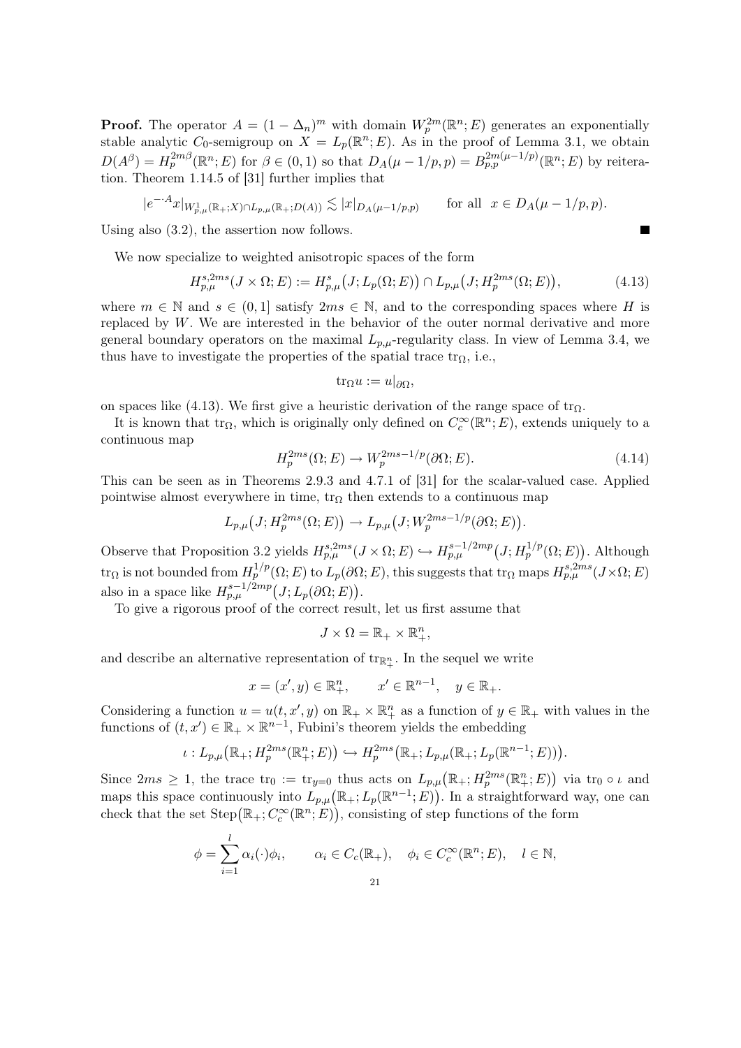**Proof.** The operator $A = (1 - \Delta_n)^m$ with domain $W_p^{2m}(\mathbb{R}^n; E)$ generates an exponentially stable analytic $C_0$-semigroup on $X = L_p(\mathbb{R}^n; E)$. As in the proof of Lemma 3.1, we obtain $D(A^\beta) = H_p^{2m\beta}(\mathbb{R}^n; E)$ for $\beta \in (0,1)$ so that $D_A(\mu - 1/p, p) = B_{p,p}^{2m(\mu-1/p)}(\mathbb{R}^n; E)$ by reiteration. Theorem 1.14.5 of [31] further implies that

$$
|e^{-\cdot A} x|_{W^1_{p,\mu}(\mathbb{R}_+; X) \cap L_{p,\mu}(\mathbb{R}_+; D(A))} \lesssim |x|_{D_A(\mu - 1/p, p)} \qquad \text{for all } \; x \in D_A(\mu - 1/p, p).
$$

Using also (3.2), the assertion now follows. ∎

We now specialize to weighted anisotropic spaces of the form

$$
H^{s,2ms}_{p,\mu}(J \times \Omega; E) := H^s_{p,\mu}\big(J; L_p(\Omega; E)\big) \cap L_{p,\mu}\big(J; H^{2ms}_p(\Omega; E)\big), \tag{4.13}
$$

where $m \in \mathbb{N}$ and $s \in (0,1]$ satisfy $2ms \in \mathbb{N}$, and to the corresponding spaces where $H$ is replaced by $W$. We are interested in the behavior of the outer normal derivative and more general boundary operators on the maximal $L_{p,\mu}$-regularity class. In view of Lemma 3.4, we thus have to investigate the properties of the spatial trace $\mathrm{tr}_\Omega$, i.e.,

$$
\mathrm{tr}_\Omega u := u|_{\partial\Omega},
$$

on spaces like (4.13). We first give a heuristic derivation of the range space of $\mathrm{tr}_\Omega$.

It is known that $\mathrm{tr}_\Omega$, which is originally only defined on $C_c^\infty(\mathbb{R}^n; E)$, extends uniquely to a continuous map

$$
H^{2ms}_p(\Omega; E) \to W^{2ms-1/p}_p(\partial\Omega; E). \tag{4.14}
$$

This can be seen as in Theorems 2.9.3 and 4.7.1 of [31] for the scalar-valued case. Applied pointwise almost everywhere in time, $\mathrm{tr}_\Omega$ then extends to a continuous map

$$
L_{p,\mu}\big(J; H^{2ms}_p(\Omega; E)\big) \to L_{p,\mu}\big(J; W^{2ms-1/p}_p(\partial\Omega; E)\big).
$$

Observe that Proposition 3.2 yields $H^{s,2ms}_{p,\mu}(J \times \Omega; E) \hookrightarrow H^{s-1/2mp}_{p,\mu}\big(J; H^{1/p}_p(\Omega; E)\big)$. Although $\mathrm{tr}_\Omega$ is not bounded from $H^{1/p}_p(\Omega; E)$ to $L_p(\partial\Omega; E)$, this suggests that $\mathrm{tr}_\Omega$ maps $H^{s,2ms}_{p,\mu}(J \times \Omega; E)$ also in a space like $H^{s-1/2mp}_{p,\mu}\big(J; L_p(\partial\Omega; E)\big)$.

To give a rigorous proof of the correct result, let us first assume that

$$
J \times \Omega = \mathbb{R}_+ \times \mathbb{R}^n_+,
$$

and describe an alternative representation of $\mathrm{tr}_{\mathbb{R}^n_+}$. In the sequel we write

$$
x = (x', y) \in \mathbb{R}^n_+, \qquad x' \in \mathbb{R}^{n-1}, \quad y \in \mathbb{R}_+.
$$

Considering a function $u = u(t, x', y)$ on $\mathbb{R}_+ \times \mathbb{R}^n_+$ as a function of $y \in \mathbb{R}_+$ with values in the functions of $(t, x') \in \mathbb{R}_+ \times \mathbb{R}^{n-1}$, Fubini's theorem yields the embedding

$$
\iota : L_{p,\mu}\big(\mathbb{R}_+; H^{2ms}_p(\mathbb{R}^n_+; E)\big) \hookrightarrow H^{2ms}_p\big(\mathbb{R}_+; L_{p,\mu}(\mathbb{R}_+; L_p(\mathbb{R}^{n-1}; E))\big).
$$

Since $2ms \geq 1$, the trace $\mathrm{tr}_0 := \mathrm{tr}_{y=0}$ thus acts on $L_{p,\mu}\big(\mathbb{R}_+; H^{2ms}_p(\mathbb{R}^n_+; E)\big)$ via $\mathrm{tr}_0 \circ \iota$ and maps this space continuously into $L_{p,\mu}\big(\mathbb{R}_+; L_p(\mathbb{R}^{n-1}; E)\big)$. In a straightforward way, one can check that the set $\mathrm{Step}\big(\mathbb{R}_+; C_c^\infty(\mathbb{R}^n; E)\big)$, consisting of step functions of the form

$$
\phi = \sum_{i=1}^{l} \alpha_i(\cdot)\phi_i, \qquad \alpha_i \in C_c(\mathbb{R}_+), \quad \phi_i \in C_c^\infty(\mathbb{R}^n; E), \quad l \in \mathbb{N},
$$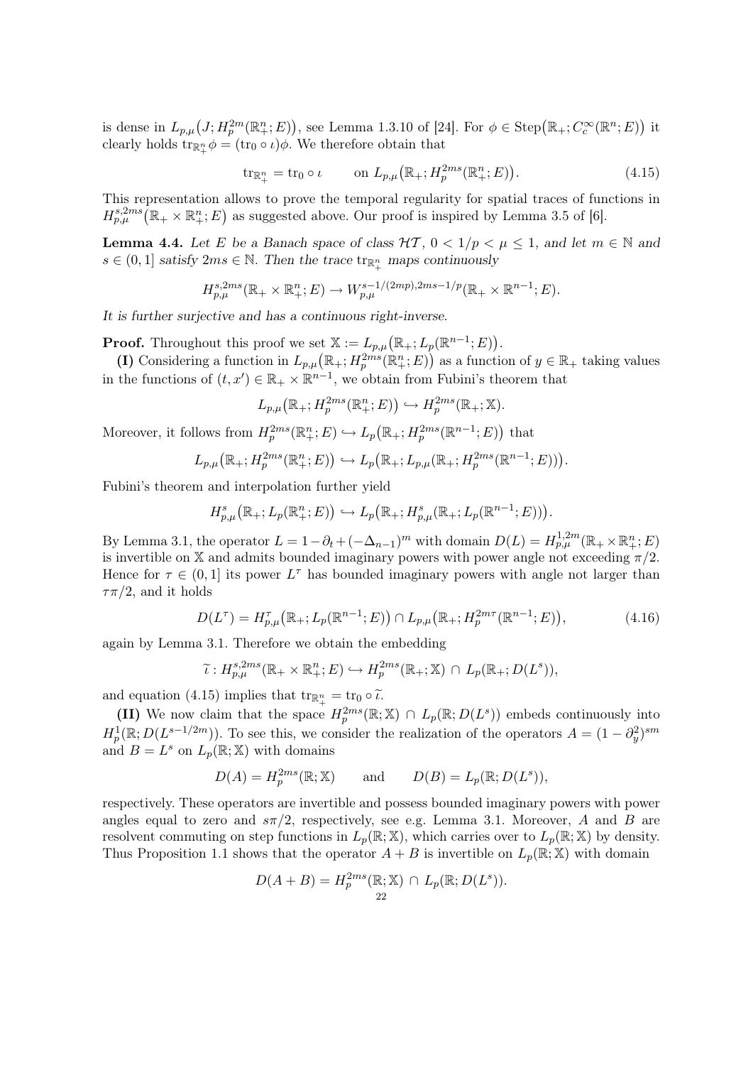is dense in $L_{p,\mu}\big(J; H_p^{2m}(\mathbb{R}_+^n;E)\big)$, see Lemma 1.3.10 of [24]. For $\phi \in \mathrm{Step}\big(\mathbb{R}_+; C_c^\infty(\mathbb{R}^n;E)\big)$ it clearly holds $\mathrm{tr}_{\mathbb{R}_+^n}\phi = (\mathrm{tr}_0 \circ \iota)\phi$. We therefore obtain that

$$\mathrm{tr}_{\mathbb{R}_+^n} = \mathrm{tr}_0 \circ \iota \qquad \text{on } L_{p,\mu}\big(\mathbb{R}_+; H_p^{2ms}(\mathbb{R}_+^n;E)\big). \tag{4.15}$$

This representation allows to prove the temporal regularity for spatial traces of functions in $H_{p,\mu}^{s,2ms}\big(\mathbb{R}_+ \times \mathbb{R}_+^n;E\big)$ as suggested above. Our proof is inspired by Lemma 3.5 of [6].

**Lemma 4.4.** *Let $E$ be a Banach space of class $\mathcal{HT}$, $0 < 1/p < \mu \leq 1$, and let $m \in \mathbb{N}$ and $s \in (0,1]$ satisfy $2ms \in \mathbb{N}$. Then the trace $\mathrm{tr}_{\mathbb{R}_+^n}$ maps continuously*

$$H_{p,\mu}^{s,2ms}(\mathbb{R}_+ \times \mathbb{R}_+^n;E) \to W_{p,\mu}^{s-1/(2mp),2ms-1/p}(\mathbb{R}_+ \times \mathbb{R}^{n-1};E).$$

*It is further surjective and has a continuous right-inverse.*

**Proof.** Throughout this proof we set $\mathbb{X} := L_{p,\mu}\big(\mathbb{R}_+; L_p(\mathbb{R}^{n-1};E)\big)$.

**(I)** Considering a function in $L_{p,\mu}\big(\mathbb{R}_+; H_p^{2ms}(\mathbb{R}_+^n;E)\big)$ as a function of $y \in \mathbb{R}_+$ taking values in the functions of $(t,x') \in \mathbb{R}_+ \times \mathbb{R}^{n-1}$, we obtain from Fubini's theorem that

$$L_{p,\mu}\big(\mathbb{R}_+; H_p^{2ms}(\mathbb{R}_+^n;E)\big) \hookrightarrow H_p^{2ms}(\mathbb{R}_+;\mathbb{X}).$$

Moreover, it follows from $H_p^{2ms}(\mathbb{R}_+^n;E) \hookrightarrow L_p\big(\mathbb{R}_+; H_p^{2ms}(\mathbb{R}^{n-1};E)\big)$ that

$$L_{p,\mu}\big(\mathbb{R}_+; H_p^{2ms}(\mathbb{R}_+^n;E)\big) \hookrightarrow L_p\big(\mathbb{R}_+; L_{p,\mu}(\mathbb{R}_+; H_p^{2ms}(\mathbb{R}^{n-1};E))\big).$$

Fubini's theorem and interpolation further yield

$$H_{p,\mu}^{s}\big(\mathbb{R}_+; L_p(\mathbb{R}_+^n;E)\big) \hookrightarrow L_p\big(\mathbb{R}_+; H_{p,\mu}^{s}(\mathbb{R}_+; L_p(\mathbb{R}^{n-1};E))\big).$$

By Lemma 3.1, the operator $L = 1 - \partial_t + (-\Delta_{n-1})^m$ with domain $D(L) = H_{p,\mu}^{1,2m}(\mathbb{R}_+ \times \mathbb{R}_+^n;E)$ is invertible on $\mathbb{X}$ and admits bounded imaginary powers with power angle not exceeding $\pi/2$. Hence for $\tau \in (0,1]$ its power $L^\tau$ has bounded imaginary powers with angle not larger than $\tau\pi/2$, and it holds

$$D(L^\tau) = H_{p,\mu}^{\tau}\big(\mathbb{R}_+; L_p(\mathbb{R}^{n-1};E)\big) \cap L_{p,\mu}\big(\mathbb{R}_+; H_p^{2m\tau}(\mathbb{R}^{n-1};E)\big), \tag{4.16}$$

again by Lemma 3.1. Therefore we obtain the embedding

$$\widetilde{\iota}: H_{p,\mu}^{s,2ms}(\mathbb{R}_+ \times \mathbb{R}_+^n;E) \hookrightarrow H_p^{2ms}(\mathbb{R}_+;\mathbb{X}) \cap L_p(\mathbb{R}_+; D(L^s)),$$

and equation (4.15) implies that $\mathrm{tr}_{\mathbb{R}_+^n} = \mathrm{tr}_0 \circ \widetilde{\iota}$.

**(II)** We now claim that the space $H_p^{2ms}(\mathbb{R};\mathbb{X}) \cap L_p(\mathbb{R}; D(L^s))$ embeds continuously into $H_p^1(\mathbb{R}; D(L^{s-1/2m}))$. To see this, we consider the realization of the operators $A = (1-\partial_y^2)^{sm}$ and $B = L^s$ on $L_p(\mathbb{R};\mathbb{X})$ with domains

$$D(A) = H_p^{2ms}(\mathbb{R};\mathbb{X}) \qquad \text{and} \qquad D(B) = L_p(\mathbb{R}; D(L^s)),$$

respectively. These operators are invertible and possess bounded imaginary powers with power angles equal to zero and $s\pi/2$, respectively, see e.g. Lemma 3.1. Moreover, $A$ and $B$ are resolvent commuting on step functions in $L_p(\mathbb{R};\mathbb{X})$, which carries over to $L_p(\mathbb{R};\mathbb{X})$ by density. Thus Proposition 1.1 shows that the operator $A+B$ is invertible on $L_p(\mathbb{R};\mathbb{X})$ with domain

$$D(A+B) = H_p^{2ms}(\mathbb{R};\mathbb{X}) \cap L_p(\mathbb{R}; D(L^s)).$$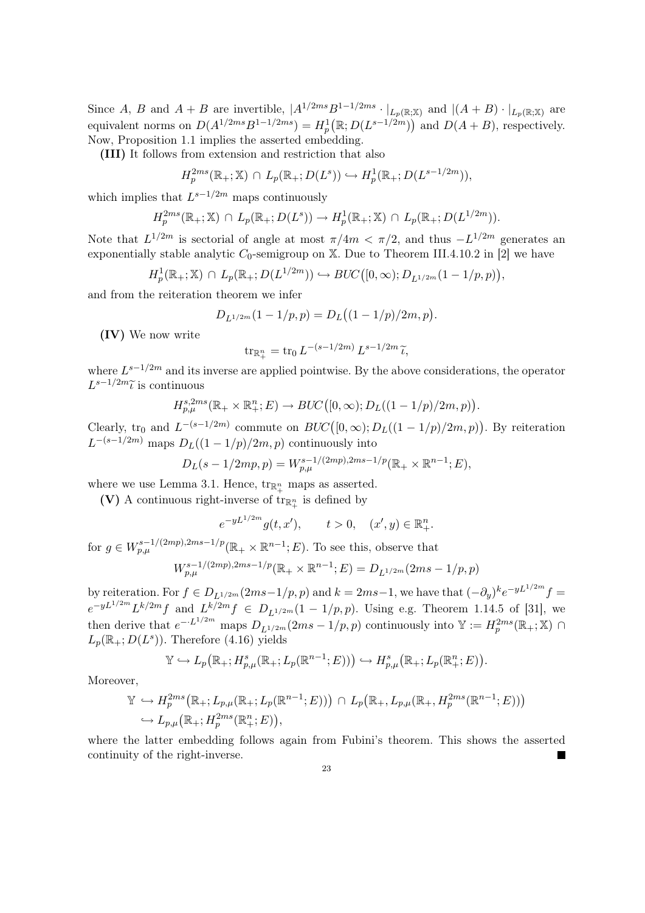Since $A$, $B$ and $A+B$ are invertible, $|A^{1/2ms}B^{1-1/2ms}\cdot|_{L_p(\mathbb{R};\mathbb{X})}$ and $|(A+B)\cdot|_{L_p(\mathbb{R};\mathbb{X})}$ are equivalent norms on $D(A^{1/2ms}B^{1-1/2ms}) = H^1_p\big(\mathbb{R}; D(L^{s-1/2m})\big)$ and $D(A+B)$, respectively. Now, Proposition 1.1 implies the asserted embedding.

**(III)** It follows from extension and restriction that also

$$H^{2ms}_p(\mathbb{R}_+;\mathbb{X}) \cap L_p(\mathbb{R}_+; D(L^s)) \hookrightarrow H^1_p(\mathbb{R}_+; D(L^{s-1/2m})),$$

which implies that $L^{s-1/2m}$ maps continuously

$$H^{2ms}_p(\mathbb{R}_+;\mathbb{X}) \cap L_p(\mathbb{R}_+; D(L^s)) \to H^1_p(\mathbb{R}_+;\mathbb{X}) \cap L_p(\mathbb{R}_+; D(L^{1/2m})).$$

Note that $L^{1/2m}$ is sectorial of angle at most $\pi/4m < \pi/2$, and thus $-L^{1/2m}$ generates an exponentially stable analytic $C_0$-semigroup on $\mathbb{X}$. Due to Theorem III.4.10.2 in [2] we have

$$H^1_p(\mathbb{R}_+;\mathbb{X}) \cap L_p(\mathbb{R}_+; D(L^{1/2m})) \hookrightarrow BUC\big([0,\infty); D_{L^{1/2m}}(1-1/p,p)\big),$$

and from the reiteration theorem we infer

$$D_{L^{1/2m}}(1-1/p,p) = D_L\big((1-1/p)/2m, p\big).$$

**(IV)** We now write

$$\mathrm{tr}_{\mathbb{R}^n_+} = \mathrm{tr}_0\, L^{-(s-1/2m)}\, L^{s-1/2m}\,\widetilde{\iota},$$

where $L^{s-1/2m}$ and its inverse are applied pointwise. By the above considerations, the operator $L^{s-1/2m}\widetilde{\iota}$ is continuous

$$H^{s,2ms}_{p,\mu}(\mathbb{R}_+\times\mathbb{R}^n_+;E) \to BUC\big([0,\infty); D_L((1-1/p)/2m,p)\big).$$

Clearly, $\mathrm{tr}_0$ and $L^{-(s-1/2m)}$ commute on $BUC\big([0,\infty); D_L((1-1/p)/2m,p)\big)$. By reiteration $L^{-(s-1/2m)}$ maps $D_L((1-1/p)/2m,p)$ continuously into

$$D_L(s-1/2mp,p) = W^{s-1/(2mp),2ms-1/p}_{p,\mu}(\mathbb{R}_+\times\mathbb{R}^{n-1};E),$$

where we use Lemma 3.1. Hence, $\mathrm{tr}_{\mathbb{R}^n_+}$ maps as asserted.

**(V)** A continuous right-inverse of $\mathrm{tr}_{\mathbb{R}^n_+}$ is defined by

$$e^{-yL^{1/2m}}g(t,x'), \qquad t>0, \quad (x',y)\in\mathbb{R}^n_+.$$

for $g \in W^{s-1/(2mp),2ms-1/p}_{p,\mu}(\mathbb{R}_+\times\mathbb{R}^{n-1};E)$. To see this, observe that

$$W^{s-1/(2mp),2ms-1/p}_{p,\mu}(\mathbb{R}_+\times\mathbb{R}^{n-1};E) = D_{L^{1/2m}}(2ms-1/p,p)$$

by reiteration. For $f\in D_{L^{1/2m}}(2ms-1/p,p)$ and $k=2ms-1$, we have that $(-\partial_y)^k e^{-yL^{1/2m}}f = e^{-yL^{1/2m}}L^{k/2m}f$ and $L^{k/2m}f \in D_{L^{1/2m}}(1-1/p,p)$. Using e.g. Theorem 1.14.5 of [31], we then derive that $e^{-\cdot L^{1/2m}}$ maps $D_{L^{1/2m}}(2ms-1/p,p)$ continuously into $\mathbb{Y} := H^{2ms}_p(\mathbb{R}_+;\mathbb{X}) \cap L_p(\mathbb{R}_+; D(L^s))$. Therefore (4.16) yields

$$\mathbb{Y} \hookrightarrow L_p\big(\mathbb{R}_+; H^s_{p,\mu}(\mathbb{R}_+; L_p(\mathbb{R}^{n-1};E))\big) \hookrightarrow H^s_{p,\mu}\big(\mathbb{R}_+; L_p(\mathbb{R}^n_+;E)\big).$$

Moreover,

$$\begin{aligned}\mathbb{Y} &\hookrightarrow H^{2ms}_p\big(\mathbb{R}_+; L_{p,\mu}(\mathbb{R}_+; L_p(\mathbb{R}^{n-1};E))\big) \cap L_p\big(\mathbb{R}_+, L_{p,\mu}(\mathbb{R}_+, H^{2ms}_p(\mathbb{R}^{n-1};E))\big)\\ &\hookrightarrow L_{p,\mu}\big(\mathbb{R}_+; H^{2ms}_p(\mathbb{R}^n_+;E)\big),\end{aligned}$$

where the latter embedding follows again from Fubini's theorem. This shows the asserted continuity of the right-inverse. ∎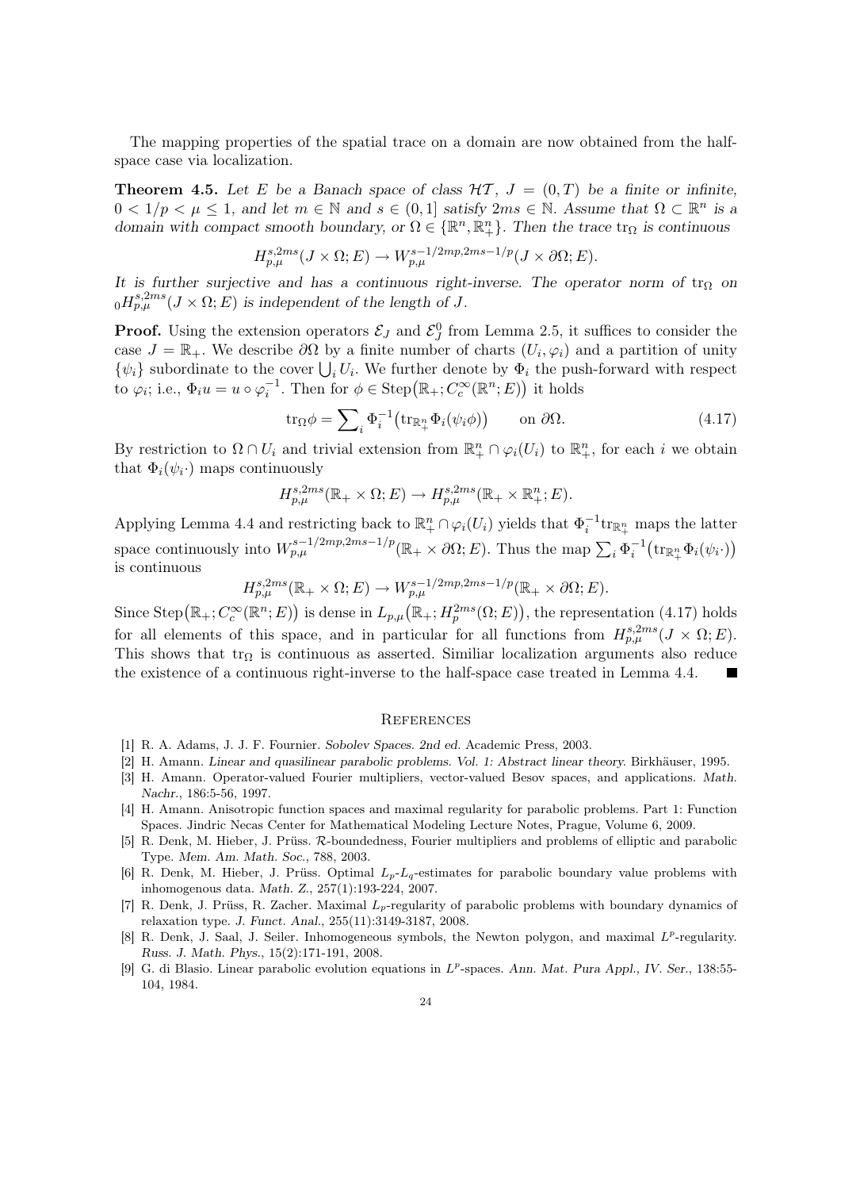The mapping properties of the spatial trace on a domain are now obtained from the half-space case via localization.

**Theorem 4.5.** *Let $E$ be a Banach space of class $\mathcal{HT}$, $J = (0,T)$ be a finite or infinite, $0 < 1/p < \mu \leq 1$, and let $m \in \mathbb{N}$ and $s \in (0,1]$ satisfy $2ms \in \mathbb{N}$. Assume that $\Omega \subset \mathbb{R}^n$ is a domain with compact smooth boundary, or $\Omega \in \{\mathbb{R}^n, \mathbb{R}^n_+\}$. Then the trace $\mathrm{tr}_\Omega$ is continuous*

$$H^{s,2ms}_{p,\mu}(J \times \Omega; E) \to W^{s-1/2mp, 2ms-1/p}_{p,\mu}(J \times \partial\Omega; E).$$

*It is further surjective and has a continuous right-inverse. The operator norm of $\mathrm{tr}_\Omega$ on ${}_0H^{s,2ms}_{p,\mu}(J \times \Omega; E)$ is independent of the length of $J$.*

**Proof.** Using the extension operators $\mathcal{E}_J$ and $\mathcal{E}_J^0$ from Lemma 2.5, it suffices to consider the case $J = \mathbb{R}_+$. We describe $\partial\Omega$ by a finite number of charts $(U_i, \varphi_i)$ and a partition of unity $\{\psi_i\}$ subordinate to the cover $\bigcup_i U_i$. We further denote by $\Phi_i$ the push-forward with respect to $\varphi_i$; i.e., $\Phi_i u = u \circ \varphi_i^{-1}$. Then for $\phi \in \mathrm{Step}\big(\mathbb{R}_+; C_c^\infty(\mathbb{R}^n; E)\big)$ it holds

$$\mathrm{tr}_\Omega \phi = \sum_i \Phi_i^{-1}\big(\mathrm{tr}_{\mathbb{R}^n_+} \Phi_i(\psi_i \phi)\big) \qquad \text{on } \partial\Omega. \tag{4.17}$$

By restriction to $\Omega \cap U_i$ and trivial extension from $\mathbb{R}^n_+ \cap \varphi_i(U_i)$ to $\mathbb{R}^n_+$, for each $i$ we obtain that $\Phi_i(\psi_i \cdot)$ maps continuously

$$H^{s,2ms}_{p,\mu}(\mathbb{R}_+ \times \Omega; E) \to H^{s,2ms}_{p,\mu}(\mathbb{R}_+ \times \mathbb{R}^n_+; E).$$

Applying Lemma 4.4 and restricting back to $\mathbb{R}^n_+ \cap \varphi_i(U_i)$ yields that $\Phi_i^{-1}\mathrm{tr}_{\mathbb{R}^n_+}$ maps the latter space continuously into $W^{s-1/2mp, 2ms-1/p}_{p,\mu}(\mathbb{R}_+ \times \partial\Omega; E)$. Thus the map $\sum_i \Phi_i^{-1}\big(\mathrm{tr}_{\mathbb{R}^n_+} \Phi_i(\psi_i \cdot)\big)$ is continuous

$$H^{s,2ms}_{p,\mu}(\mathbb{R}_+ \times \Omega; E) \to W^{s-1/2mp, 2ms-1/p}_{p,\mu}(\mathbb{R}_+ \times \partial\Omega; E).$$

Since $\mathrm{Step}\big(\mathbb{R}_+; C_c^\infty(\mathbb{R}^n; E)\big)$ is dense in $L_{p,\mu}\big(\mathbb{R}_+; H^{2ms}_p(\Omega; E)\big)$, the representation (4.17) holds for all elements of this space, and in particular for all functions from $H^{s,2ms}_{p,\mu}(J \times \Omega; E)$. This shows that $\mathrm{tr}_\Omega$ is continuous as asserted. Similiar localization arguments also reduce the existence of a continuous right-inverse to the half-space case treated in Lemma 4.4. ∎

## References

[1] R. A. Adams, J. J. F. Fournier. *Sobolev Spaces. 2nd ed.* Academic Press, 2003.

[2] H. Amann. *Linear and quasilinear parabolic problems. Vol. 1: Abstract linear theory.* Birkhäuser, 1995.

[3] H. Amann. Operator-valued Fourier multipliers, vector-valued Besov spaces, and applications. *Math. Nachr.*, 186:5-56, 1997.

[4] H. Amann. Anisotropic function spaces and maximal regularity for parabolic problems. Part 1: Function Spaces. Jindric Necas Center for Mathematical Modeling Lecture Notes, Prague, Volume 6, 2009.

[5] R. Denk, M. Hieber, J. Prüss. $\mathcal{R}$-boundedness, Fourier multipliers and problems of elliptic and parabolic Type. *Mem. Am. Math. Soc.*, 788, 2003.

[6] R. Denk, M. Hieber, J. Prüss. Optimal $L_p$-$L_q$-estimates for parabolic boundary value problems with inhomogenous data. *Math. Z.*, 257(1):193-224, 2007.

[7] R. Denk, J. Prüss, R. Zacher. Maximal $L_p$-regularity of parabolic problems with boundary dynamics of relaxation type. *J. Funct. Anal.*, 255(11):3149-3187, 2008.

[8] R. Denk, J. Saal, J. Seiler. Inhomogeneous symbols, the Newton polygon, and maximal $L^p$-regularity. *Russ. J. Math. Phys.*, 15(2):171-191, 2008.

[9] G. di Blasio. Linear parabolic evolution equations in $L^p$-spaces. *Ann. Mat. Pura Appl., IV. Ser.*, 138:55-104, 1984.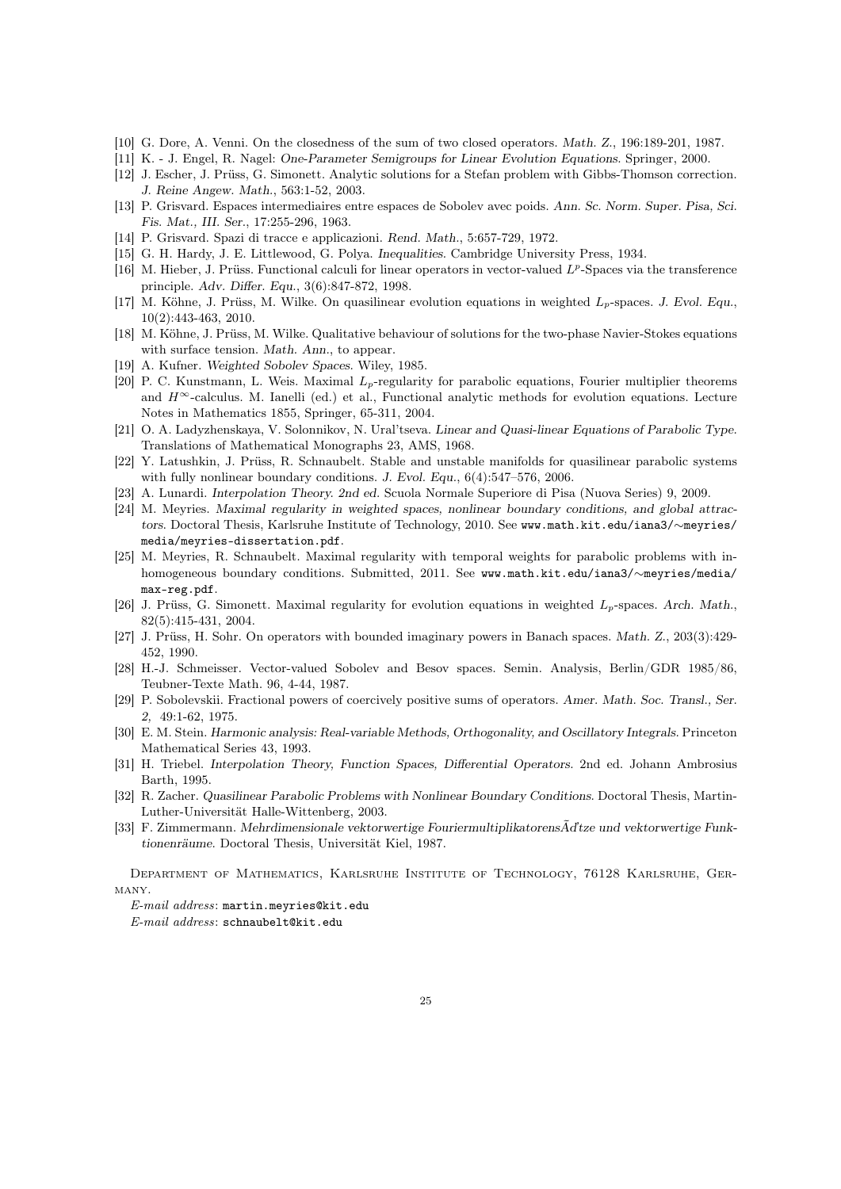[10] G. Dore, A. Venni. On the closedness of the sum of two closed operators. *Math. Z.*, 196:189-201, 1987.

[11] K. - J. Engel, R. Nagel: *One-Parameter Semigroups for Linear Evolution Equations*. Springer, 2000.

[12] J. Escher, J. Prüss, G. Simonett. Analytic solutions for a Stefan problem with Gibbs-Thomson correction. *J. Reine Angew. Math.*, 563:1-52, 2003.

[13] P. Grisvard. Espaces intermediaires entre espaces de Sobolev avec poids. *Ann. Sc. Norm. Super. Pisa, Sci. Fis. Mat., III. Ser.*, 17:255-296, 1963.

[14] P. Grisvard. Spazi di tracce e applicazioni. *Rend. Math.*, 5:657-729, 1972.

[15] G. H. Hardy, J. E. Littlewood, G. Polya. *Inequalities*. Cambridge University Press, 1934.

[16] M. Hieber, J. Prüss. Functional calculi for linear operators in vector-valued $L^p$-Spaces via the transference principle. *Adv. Differ. Equ.*, 3(6):847-872, 1998.

[17] M. Köhne, J. Prüss, M. Wilke. On quasilinear evolution equations in weighted $L_p$-spaces. *J. Evol. Equ.*, 10(2):443-463, 2010.

[18] M. Köhne, J. Prüss, M. Wilke. Qualitative behaviour of solutions for the two-phase Navier-Stokes equations with surface tension. *Math. Ann.*, to appear.

[19] A. Kufner. *Weighted Sobolev Spaces*. Wiley, 1985.

[20] P. C. Kunstmann, L. Weis. Maximal $L_p$-regularity for parabolic equations, Fourier multiplier theorems and $H^\infty$-calculus. M. Ianelli (ed.) et al., Functional analytic methods for evolution equations. Lecture Notes in Mathematics 1855, Springer, 65-311, 2004.

[21] O. A. Ladyzhenskaya, V. Solonnikov, N. Ural'tseva. *Linear and Quasi-linear Equations of Parabolic Type*. Translations of Mathematical Monographs 23, AMS, 1968.

[22] Y. Latushkin, J. Prüss, R. Schnaubelt. Stable and unstable manifolds for quasilinear parabolic systems with fully nonlinear boundary conditions. *J. Evol. Equ.*, 6(4):547–576, 2006.

[23] A. Lunardi. *Interpolation Theory. 2nd ed.* Scuola Normale Superiore di Pisa (Nuova Series) 9, 2009.

[24] M. Meyries. *Maximal regularity in weighted spaces, nonlinear boundary conditions, and global attractors*. Doctoral Thesis, Karlsruhe Institute of Technology, 2010. See www.math.kit.edu/iana3/~meyries/media/meyries-dissertation.pdf.

[25] M. Meyries, R. Schnaubelt. Maximal regularity with temporal weights for parabolic problems with inhomogeneous boundary conditions. Submitted, 2011. See www.math.kit.edu/iana3/~meyries/media/max-reg.pdf.

[26] J. Prüss, G. Simonett. Maximal regularity for evolution equations in weighted $L_p$-spaces. *Arch. Math.*, 82(5):415-431, 2004.

[27] J. Prüss, H. Sohr. On operators with bounded imaginary powers in Banach spaces. *Math. Z.*, 203(3):429-452, 1990.

[28] H.-J. Schmeisser. Vector-valued Sobolev and Besov spaces. Semin. Analysis, Berlin/GDR 1985/86, Teubner-Texte Math. 96, 4-44, 1987.

[29] P. Sobolevskii. Fractional powers of coercively positive sums of operators. *Amer. Math. Soc. Transl., Ser. 2,* 49:1-62, 1975.

[30] E. M. Stein. *Harmonic analysis: Real-variable Methods, Orthogonality, and Oscillatory Integrals*. Princeton Mathematical Series 43, 1993.

[31] H. Triebel. *Interpolation Theory, Function Spaces, Differential Operators*. 2nd ed. Johann Ambrosius Barth, 1995.

[32] R. Zacher. *Quasilinear Parabolic Problems with Nonlinear Boundary Conditions*. Doctoral Thesis, Martin-Luther-Universität Halle-Wittenberg, 2003.

[33] F. Zimmermann. *Mehrdimensionale vektorwertige FouriermultiplikatorensÃďtze und vektorwertige Funktionenräume.* Doctoral Thesis, Universität Kiel, 1987.

Department of Mathematics, Karlsruhe Institute of Technology, 76128 Karlsruhe, Germany.

*E-mail address*: martin.meyries@kit.edu

*E-mail address*: schnaubelt@kit.edu